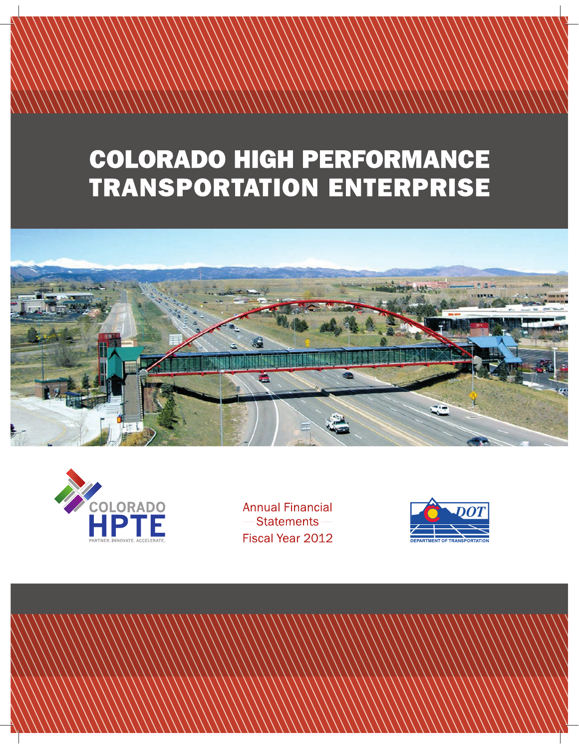# COLORADO HIGH PERFORMANCE TRANSPORTATION ENTERPRISE

COLORADO HPTE

PARTNER. INNOVATE. ACCELERATE.

Annual Financial Statements Fiscal Year 2012

DOT

DEPARTMENT OF TRANSPORTATION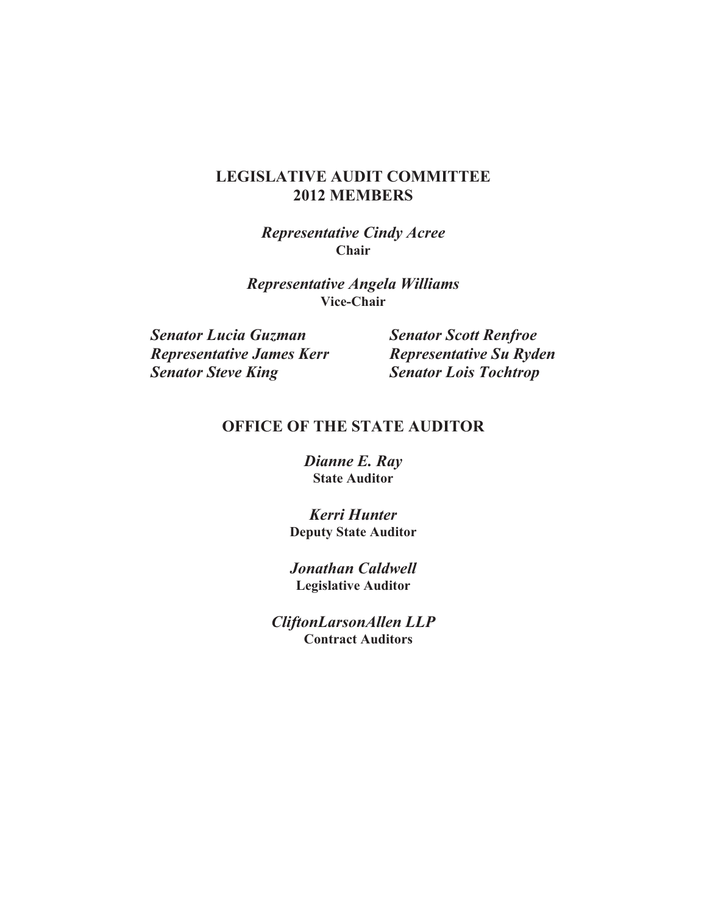## LEGISLATIVE AUDIT COMMITTEE
## 2012 MEMBERS

***Representative Cindy Acree***
**Chair**

***Representative Angela Williams***
**Vice-Chair**

***Senator Lucia Guzman***
***Representative James Kerr***
***Senator Steve King***
***Senator Scott Renfroe***
***Representative Su Ryden***
***Senator Lois Tochtrop***

## OFFICE OF THE STATE AUDITOR

***Dianne E. Ray***
**State Auditor**

***Kerri Hunter***
**Deputy State Auditor**

***Jonathan Caldwell***
**Legislative Auditor**

***CliftonLarsonAllen LLP***
**Contract Auditors**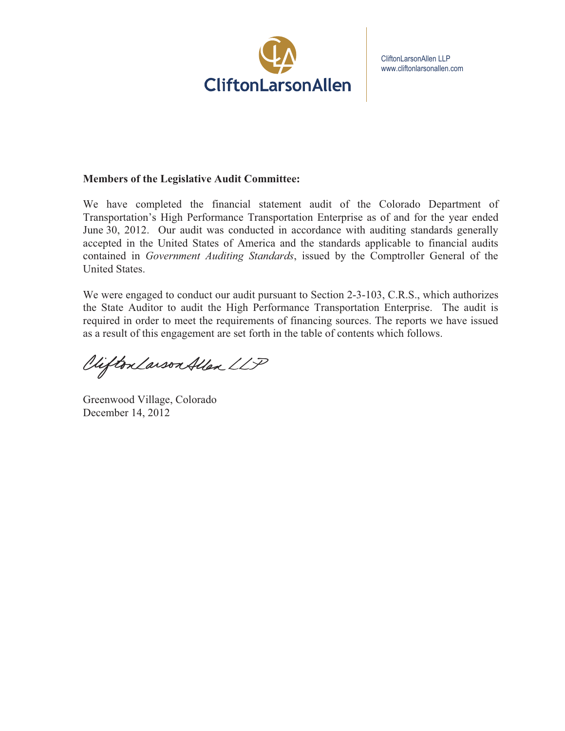CliftonLarsonAllen

CliftonLarsonAllen LLP
www.cliftonlarsonallen.com

**Members of the Legislative Audit Committee:**

We have completed the financial statement audit of the Colorado Department of Transportation's High Performance Transportation Enterprise as of and for the year ended June 30, 2012. Our audit was conducted in accordance with auditing standards generally accepted in the United States of America and the standards applicable to financial audits contained in *Government Auditing Standards*, issued by the Comptroller General of the United States.

We were engaged to conduct our audit pursuant to Section 2-3-103, C.R.S., which authorizes the State Auditor to audit the High Performance Transportation Enterprise. The audit is required in order to meet the requirements of financing sources. The reports we have issued as a result of this engagement are set forth in the table of contents which follows.

CliftonLarsonAllen LLP

Greenwood Village, Colorado
December 14, 2012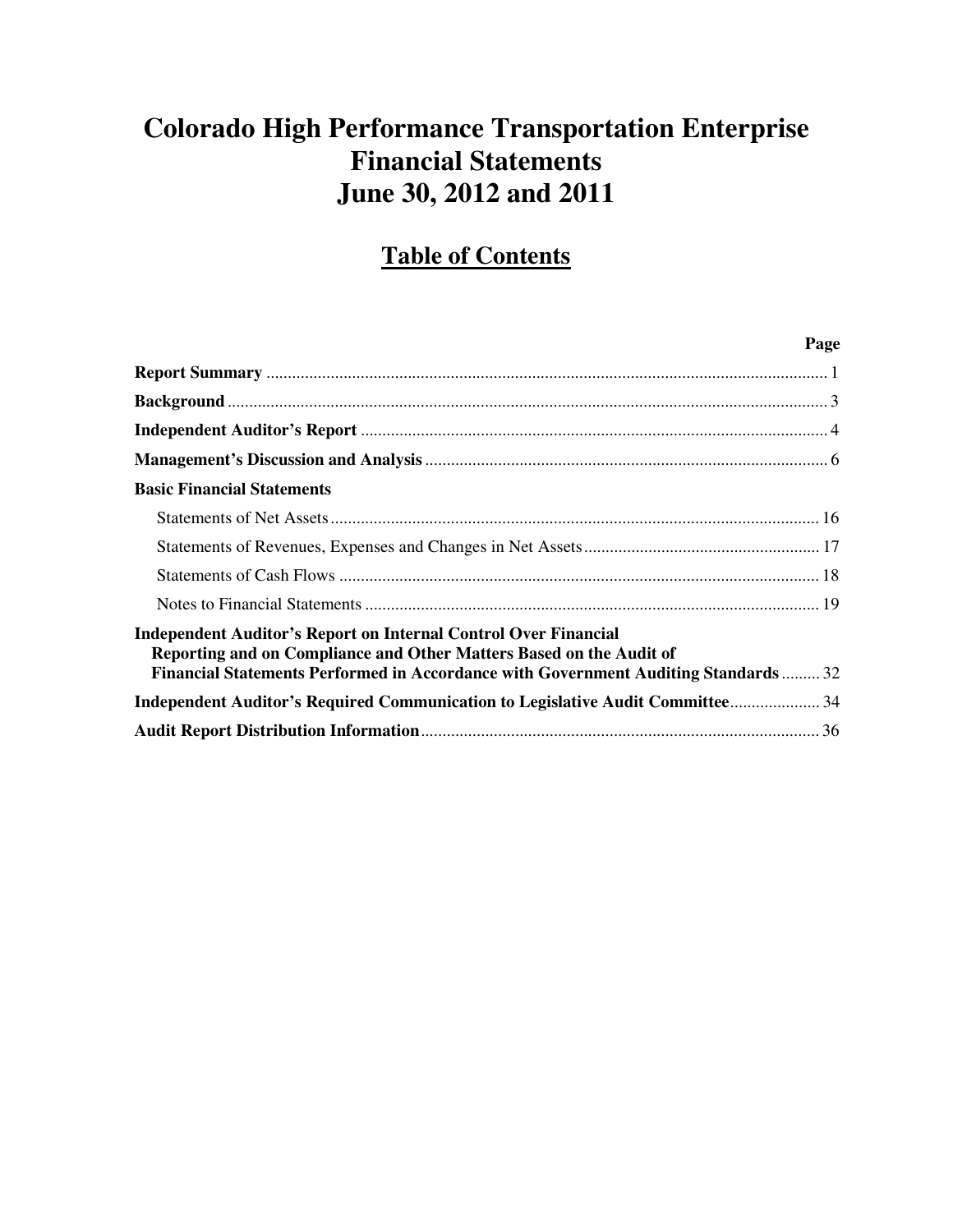# Colorado High Performance Transportation Enterprise
# Financial Statements
# June 30, 2012 and 2011

## Table of Contents

| | Page |
|---|---|
| **Report Summary** | 1 |
| **Background** | 3 |
| **Independent Auditor's Report** | 4 |
| **Management's Discussion and Analysis** | 6 |
| **Basic Financial Statements** | |
| Statements of Net Assets | 16 |
| Statements of Revenues, Expenses and Changes in Net Assets | 17 |
| Statements of Cash Flows | 18 |
| Notes to Financial Statements | 19 |
| **Independent Auditor's Report on Internal Control Over Financial Reporting and on Compliance and Other Matters Based on the Audit of Financial Statements Performed in Accordance with Government Auditing Standards** | 32 |
| **Independent Auditor's Required Communication to Legislative Audit Committee** | 34 |
| **Audit Report Distribution Information** | 36 |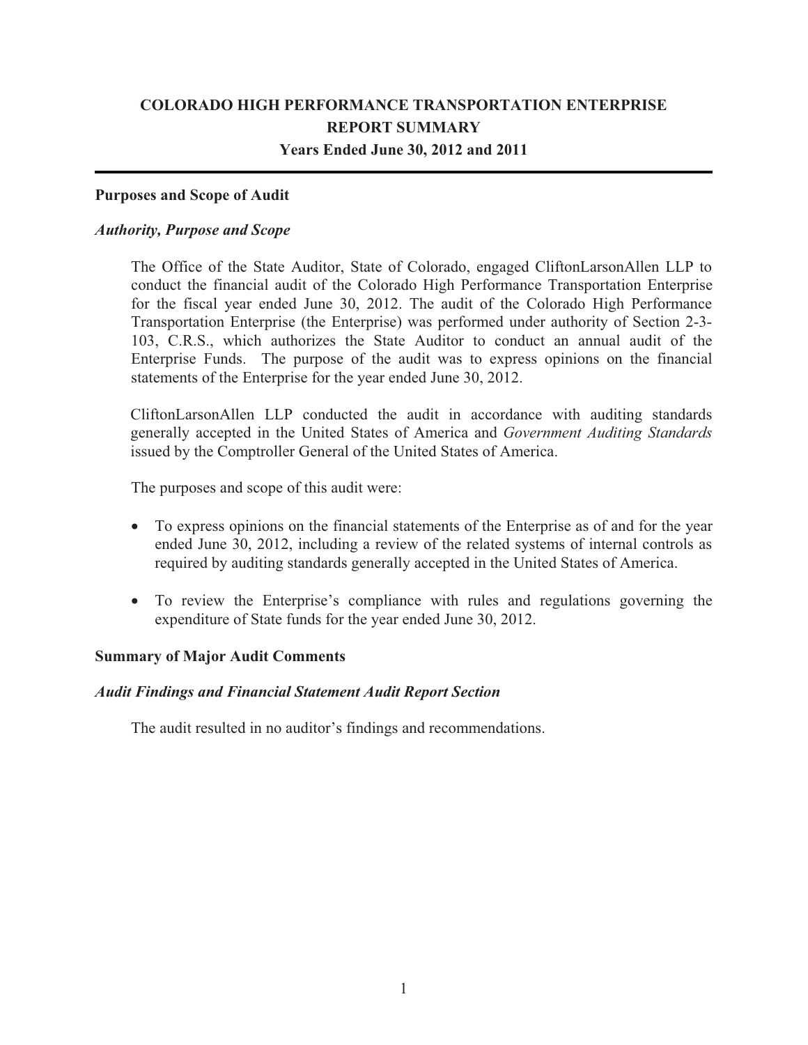# COLORADO HIGH PERFORMANCE TRANSPORTATION ENTERPRISE
## REPORT SUMMARY
### Years Ended June 30, 2012 and 2011

---

**Purposes and Scope of Audit**

***Authority, Purpose and Scope***

The Office of the State Auditor, State of Colorado, engaged CliftonLarsonAllen LLP to conduct the financial audit of the Colorado High Performance Transportation Enterprise for the fiscal year ended June 30, 2012. The audit of the Colorado High Performance Transportation Enterprise (the Enterprise) was performed under authority of Section 2-3-103, C.R.S., which authorizes the State Auditor to conduct an annual audit of the Enterprise Funds. The purpose of the audit was to express opinions on the financial statements of the Enterprise for the year ended June 30, 2012.

CliftonLarsonAllen LLP conducted the audit in accordance with auditing standards generally accepted in the United States of America and *Government Auditing Standards* issued by the Comptroller General of the United States of America.

The purposes and scope of this audit were:

- To express opinions on the financial statements of the Enterprise as of and for the year ended June 30, 2012, including a review of the related systems of internal controls as required by auditing standards generally accepted in the United States of America.

- To review the Enterprise's compliance with rules and regulations governing the expenditure of State funds for the year ended June 30, 2012.

**Summary of Major Audit Comments**

***Audit Findings and Financial Statement Audit Report Section***

The audit resulted in no auditor's findings and recommendations.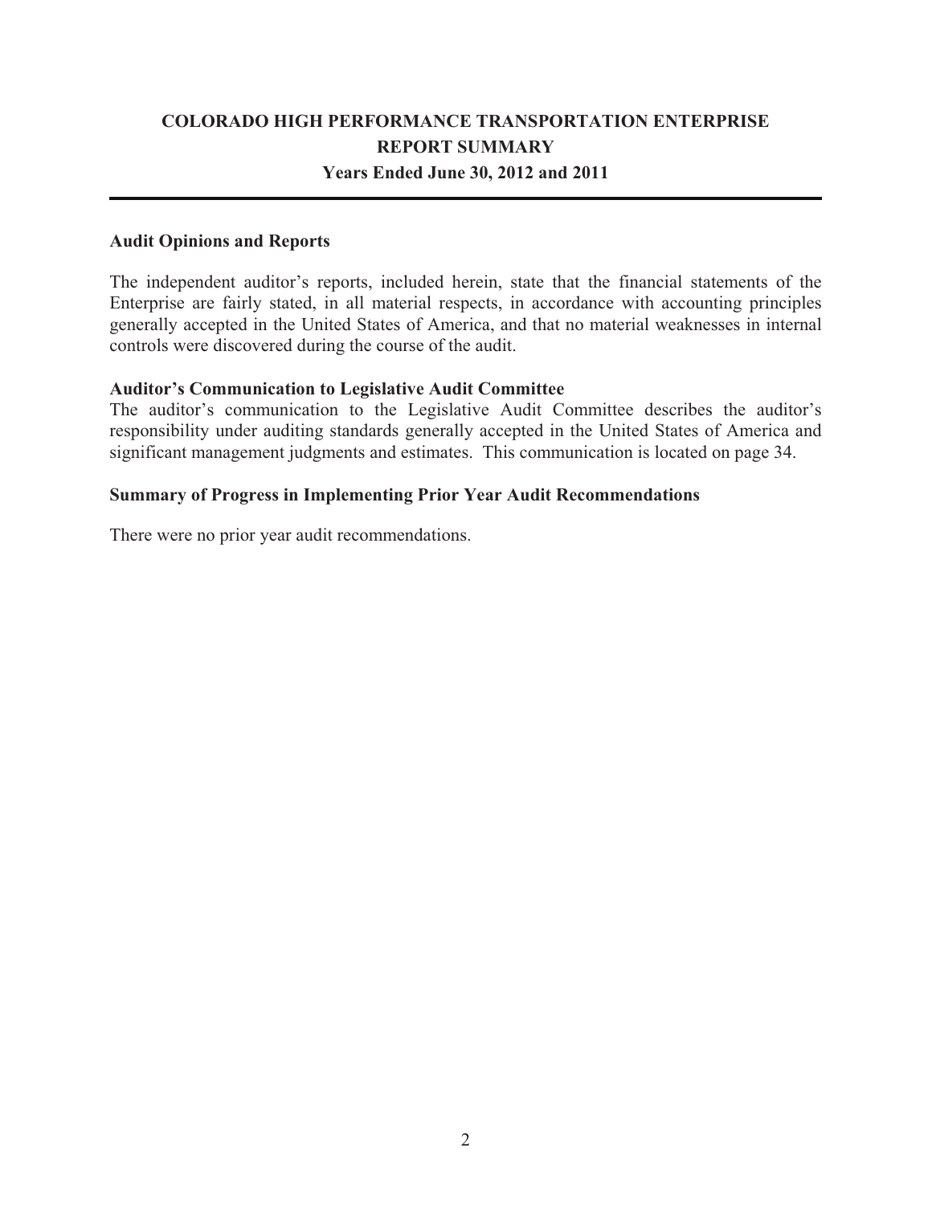# COLORADO HIGH PERFORMANCE TRANSPORTATION ENTERPRISE
## REPORT SUMMARY
### Years Ended June 30, 2012 and 2011

**Audit Opinions and Reports**

The independent auditor's reports, included herein, state that the financial statements of the Enterprise are fairly stated, in all material respects, in accordance with accounting principles generally accepted in the United States of America, and that no material weaknesses in internal controls were discovered during the course of the audit.

**Auditor's Communication to Legislative Audit Committee**

The auditor's communication to the Legislative Audit Committee describes the auditor's responsibility under auditing standards generally accepted in the United States of America and significant management judgments and estimates. This communication is located on page 34.

**Summary of Progress in Implementing Prior Year Audit Recommendations**

There were no prior year audit recommendations.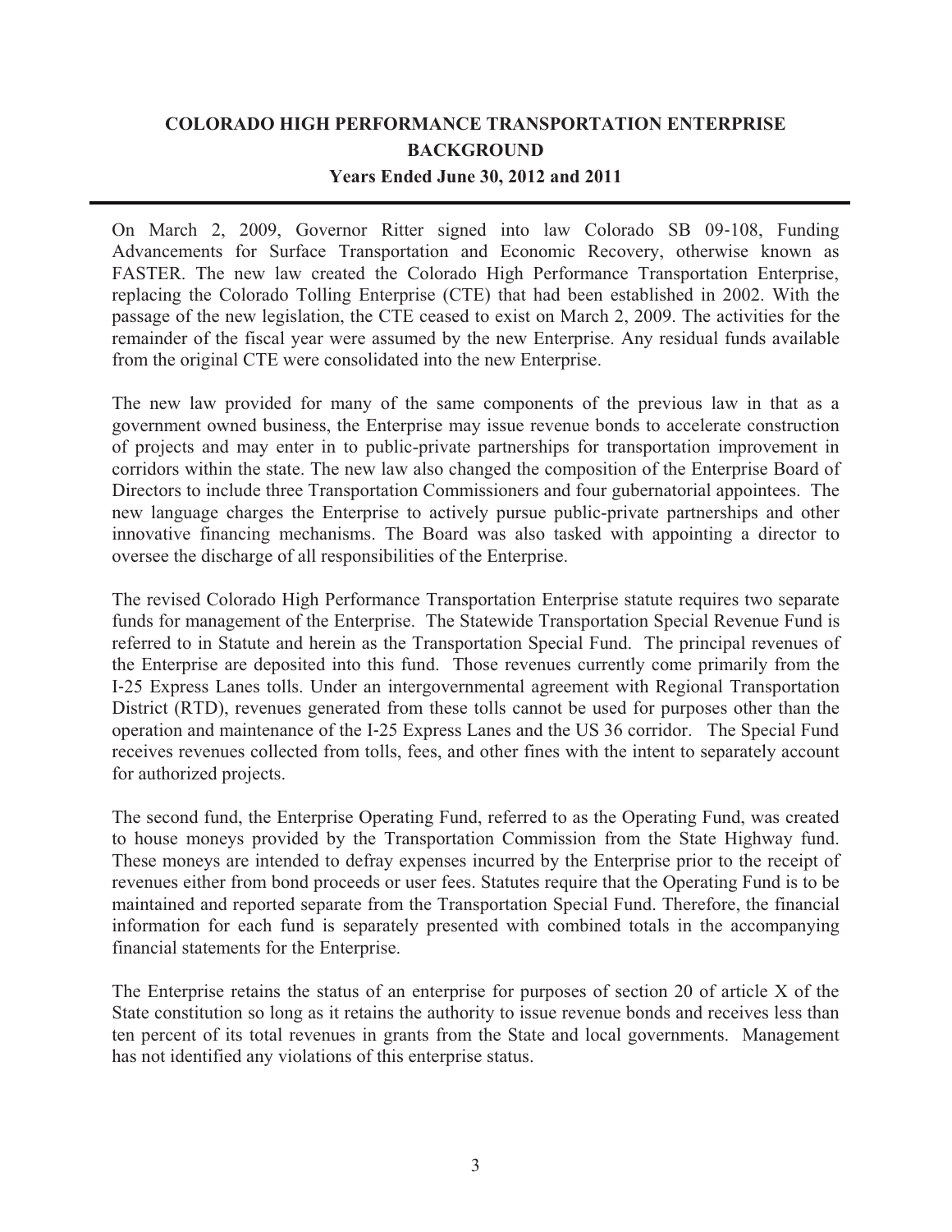# COLORADO HIGH PERFORMANCE TRANSPORTATION ENTERPRISE
## BACKGROUND
### Years Ended June 30, 2012 and 2011

On March 2, 2009, Governor Ritter signed into law Colorado SB 09-108, Funding Advancements for Surface Transportation and Economic Recovery, otherwise known as FASTER. The new law created the Colorado High Performance Transportation Enterprise, replacing the Colorado Tolling Enterprise (CTE) that had been established in 2002. With the passage of the new legislation, the CTE ceased to exist on March 2, 2009. The activities for the remainder of the fiscal year were assumed by the new Enterprise. Any residual funds available from the original CTE were consolidated into the new Enterprise.

The new law provided for many of the same components of the previous law in that as a government owned business, the Enterprise may issue revenue bonds to accelerate construction of projects and may enter in to public-private partnerships for transportation improvement in corridors within the state. The new law also changed the composition of the Enterprise Board of Directors to include three Transportation Commissioners and four gubernatorial appointees. The new language charges the Enterprise to actively pursue public-private partnerships and other innovative financing mechanisms. The Board was also tasked with appointing a director to oversee the discharge of all responsibilities of the Enterprise.

The revised Colorado High Performance Transportation Enterprise statute requires two separate funds for management of the Enterprise. The Statewide Transportation Special Revenue Fund is referred to in Statute and herein as the Transportation Special Fund. The principal revenues of the Enterprise are deposited into this fund. Those revenues currently come primarily from the I-25 Express Lanes tolls. Under an intergovernmental agreement with Regional Transportation District (RTD), revenues generated from these tolls cannot be used for purposes other than the operation and maintenance of the I-25 Express Lanes and the US 36 corridor. The Special Fund receives revenues collected from tolls, fees, and other fines with the intent to separately account for authorized projects.

The second fund, the Enterprise Operating Fund, referred to as the Operating Fund, was created to house moneys provided by the Transportation Commission from the State Highway fund. These moneys are intended to defray expenses incurred by the Enterprise prior to the receipt of revenues either from bond proceeds or user fees. Statutes require that the Operating Fund is to be maintained and reported separate from the Transportation Special Fund. Therefore, the financial information for each fund is separately presented with combined totals in the accompanying financial statements for the Enterprise.

The Enterprise retains the status of an enterprise for purposes of section 20 of article X of the State constitution so long as it retains the authority to issue revenue bonds and receives less than ten percent of its total revenues in grants from the State and local governments. Management has not identified any violations of this enterprise status.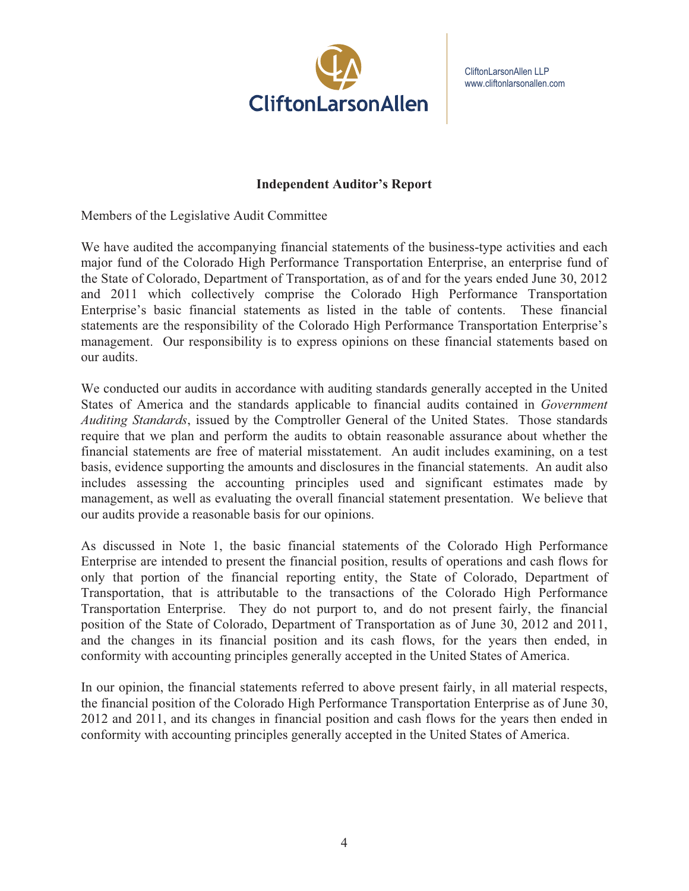CliftonLarsonAllen

CliftonLarsonAllen LLP
www.cliftonlarsonallen.com

## Independent Auditor's Report

Members of the Legislative Audit Committee

We have audited the accompanying financial statements of the business-type activities and each major fund of the Colorado High Performance Transportation Enterprise, an enterprise fund of the State of Colorado, Department of Transportation, as of and for the years ended June 30, 2012 and 2011 which collectively comprise the Colorado High Performance Transportation Enterprise's basic financial statements as listed in the table of contents. These financial statements are the responsibility of the Colorado High Performance Transportation Enterprise's management. Our responsibility is to express opinions on these financial statements based on our audits.

We conducted our audits in accordance with auditing standards generally accepted in the United States of America and the standards applicable to financial audits contained in *Government Auditing Standards*, issued by the Comptroller General of the United States. Those standards require that we plan and perform the audits to obtain reasonable assurance about whether the financial statements are free of material misstatement. An audit includes examining, on a test basis, evidence supporting the amounts and disclosures in the financial statements. An audit also includes assessing the accounting principles used and significant estimates made by management, as well as evaluating the overall financial statement presentation. We believe that our audits provide a reasonable basis for our opinions.

As discussed in Note 1, the basic financial statements of the Colorado High Performance Enterprise are intended to present the financial position, results of operations and cash flows for only that portion of the financial reporting entity, the State of Colorado, Department of Transportation, that is attributable to the transactions of the Colorado High Performance Transportation Enterprise. They do not purport to, and do not present fairly, the financial position of the State of Colorado, Department of Transportation as of June 30, 2012 and 2011, and the changes in its financial position and its cash flows, for the years then ended, in conformity with accounting principles generally accepted in the United States of America.

In our opinion, the financial statements referred to above present fairly, in all material respects, the financial position of the Colorado High Performance Transportation Enterprise as of June 30, 2012 and 2011, and its changes in financial position and cash flows for the years then ended in conformity with accounting principles generally accepted in the United States of America.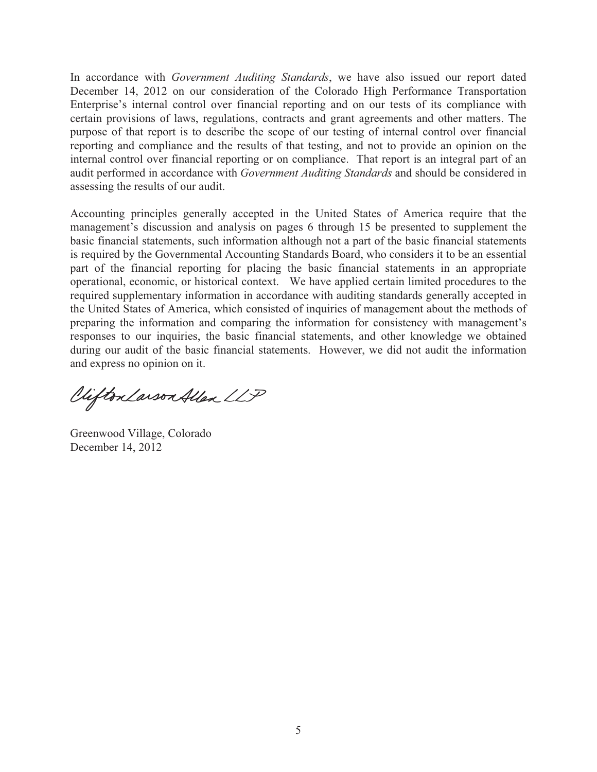In accordance with *Government Auditing Standards*, we have also issued our report dated December 14, 2012 on our consideration of the Colorado High Performance Transportation Enterprise's internal control over financial reporting and on our tests of its compliance with certain provisions of laws, regulations, contracts and grant agreements and other matters. The purpose of that report is to describe the scope of our testing of internal control over financial reporting and compliance and the results of that testing, and not to provide an opinion on the internal control over financial reporting or on compliance. That report is an integral part of an audit performed in accordance with *Government Auditing Standards* and should be considered in assessing the results of our audit.

Accounting principles generally accepted in the United States of America require that the management's discussion and analysis on pages 6 through 15 be presented to supplement the basic financial statements, such information although not a part of the basic financial statements is required by the Governmental Accounting Standards Board, who considers it to be an essential part of the financial reporting for placing the basic financial statements in an appropriate operational, economic, or historical context. We have applied certain limited procedures to the required supplementary information in accordance with auditing standards generally accepted in the United States of America, which consisted of inquiries of management about the methods of preparing the information and comparing the information for consistency with management's responses to our inquiries, the basic financial statements, and other knowledge we obtained during our audit of the basic financial statements. However, we did not audit the information and express no opinion on it.

CliftonLarsonAllen LLP

Greenwood Village, Colorado
December 14, 2012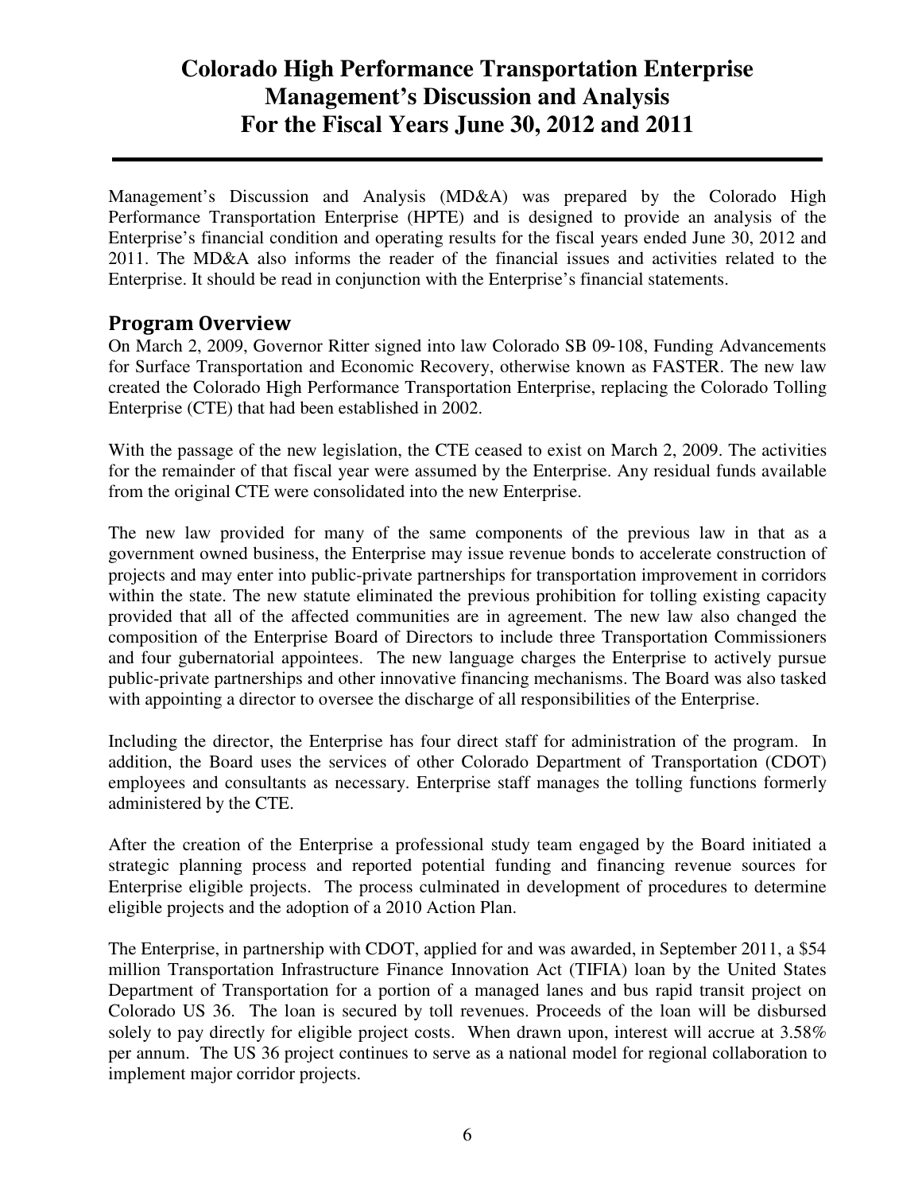# Colorado High Performance Transportation Enterprise
# Management's Discussion and Analysis
# For the Fiscal Years June 30, 2012 and 2011

Management's Discussion and Analysis (MD&A) was prepared by the Colorado High Performance Transportation Enterprise (HPTE) and is designed to provide an analysis of the Enterprise's financial condition and operating results for the fiscal years ended June 30, 2012 and 2011. The MD&A also informs the reader of the financial issues and activities related to the Enterprise. It should be read in conjunction with the Enterprise's financial statements.

## Program Overview

On March 2, 2009, Governor Ritter signed into law Colorado SB 09-108, Funding Advancements for Surface Transportation and Economic Recovery, otherwise known as FASTER. The new law created the Colorado High Performance Transportation Enterprise, replacing the Colorado Tolling Enterprise (CTE) that had been established in 2002.

With the passage of the new legislation, the CTE ceased to exist on March 2, 2009. The activities for the remainder of that fiscal year were assumed by the Enterprise. Any residual funds available from the original CTE were consolidated into the new Enterprise.

The new law provided for many of the same components of the previous law in that as a government owned business, the Enterprise may issue revenue bonds to accelerate construction of projects and may enter into public-private partnerships for transportation improvement in corridors within the state. The new statute eliminated the previous prohibition for tolling existing capacity provided that all of the affected communities are in agreement. The new law also changed the composition of the Enterprise Board of Directors to include three Transportation Commissioners and four gubernatorial appointees. The new language charges the Enterprise to actively pursue public-private partnerships and other innovative financing mechanisms. The Board was also tasked with appointing a director to oversee the discharge of all responsibilities of the Enterprise.

Including the director, the Enterprise has four direct staff for administration of the program. In addition, the Board uses the services of other Colorado Department of Transportation (CDOT) employees and consultants as necessary. Enterprise staff manages the tolling functions formerly administered by the CTE.

After the creation of the Enterprise a professional study team engaged by the Board initiated a strategic planning process and reported potential funding and financing revenue sources for Enterprise eligible projects. The process culminated in development of procedures to determine eligible projects and the adoption of a 2010 Action Plan.

The Enterprise, in partnership with CDOT, applied for and was awarded, in September 2011, a $54 million Transportation Infrastructure Finance Innovation Act (TIFIA) loan by the United States Department of Transportation for a portion of a managed lanes and bus rapid transit project on Colorado US 36. The loan is secured by toll revenues. Proceeds of the loan will be disbursed solely to pay directly for eligible project costs. When drawn upon, interest will accrue at 3.58% per annum. The US 36 project continues to serve as a national model for regional collaboration to implement major corridor projects.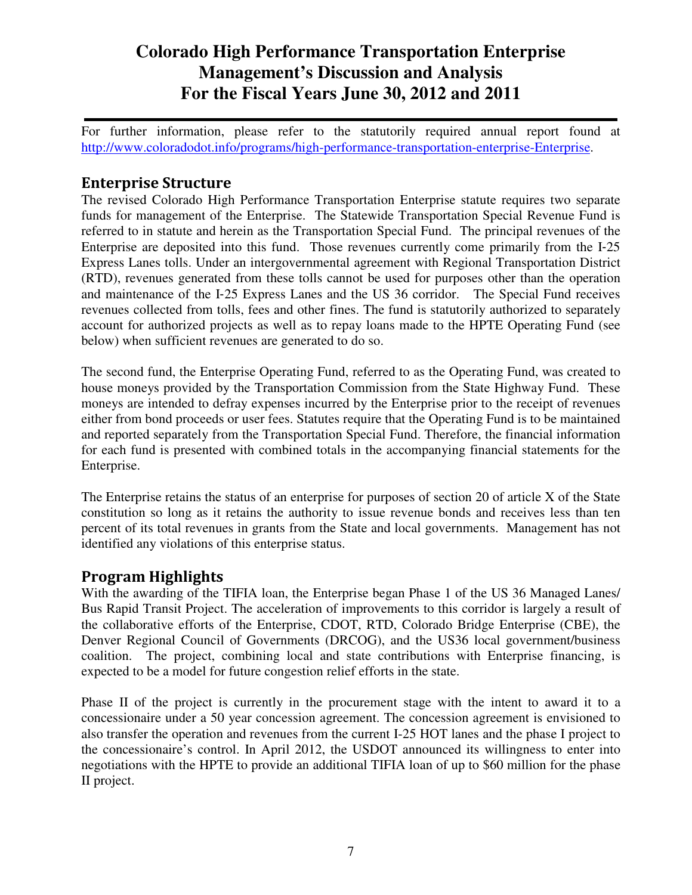# Colorado High Performance Transportation Enterprise
# Management's Discussion and Analysis
# For the Fiscal Years June 30, 2012 and 2011

For further information, please refer to the statutorily required annual report found at http://www.coloradodot.info/programs/high-performance-transportation-enterprise-Enterprise.

## Enterprise Structure

The revised Colorado High Performance Transportation Enterprise statute requires two separate funds for management of the Enterprise. The Statewide Transportation Special Revenue Fund is referred to in statute and herein as the Transportation Special Fund. The principal revenues of the Enterprise are deposited into this fund. Those revenues currently come primarily from the I-25 Express Lanes tolls. Under an intergovernmental agreement with Regional Transportation District (RTD), revenues generated from these tolls cannot be used for purposes other than the operation and maintenance of the I-25 Express Lanes and the US 36 corridor. The Special Fund receives revenues collected from tolls, fees and other fines. The fund is statutorily authorized to separately account for authorized projects as well as to repay loans made to the HPTE Operating Fund (see below) when sufficient revenues are generated to do so.

The second fund, the Enterprise Operating Fund, referred to as the Operating Fund, was created to house moneys provided by the Transportation Commission from the State Highway Fund. These moneys are intended to defray expenses incurred by the Enterprise prior to the receipt of revenues either from bond proceeds or user fees. Statutes require that the Operating Fund is to be maintained and reported separately from the Transportation Special Fund. Therefore, the financial information for each fund is presented with combined totals in the accompanying financial statements for the Enterprise.

The Enterprise retains the status of an enterprise for purposes of section 20 of article X of the State constitution so long as it retains the authority to issue revenue bonds and receives less than ten percent of its total revenues in grants from the State and local governments. Management has not identified any violations of this enterprise status.

## Program Highlights

With the awarding of the TIFIA loan, the Enterprise began Phase 1 of the US 36 Managed Lanes/ Bus Rapid Transit Project. The acceleration of improvements to this corridor is largely a result of the collaborative efforts of the Enterprise, CDOT, RTD, Colorado Bridge Enterprise (CBE), the Denver Regional Council of Governments (DRCOG), and the US36 local government/business coalition. The project, combining local and state contributions with Enterprise financing, is expected to be a model for future congestion relief efforts in the state.

Phase II of the project is currently in the procurement stage with the intent to award it to a concessionaire under a 50 year concession agreement. The concession agreement is envisioned to also transfer the operation and revenues from the current I-25 HOT lanes and the phase I project to the concessionaire's control. In April 2012, the USDOT announced its willingness to enter into negotiations with the HPTE to provide an additional TIFIA loan of up to $60 million for the phase II project.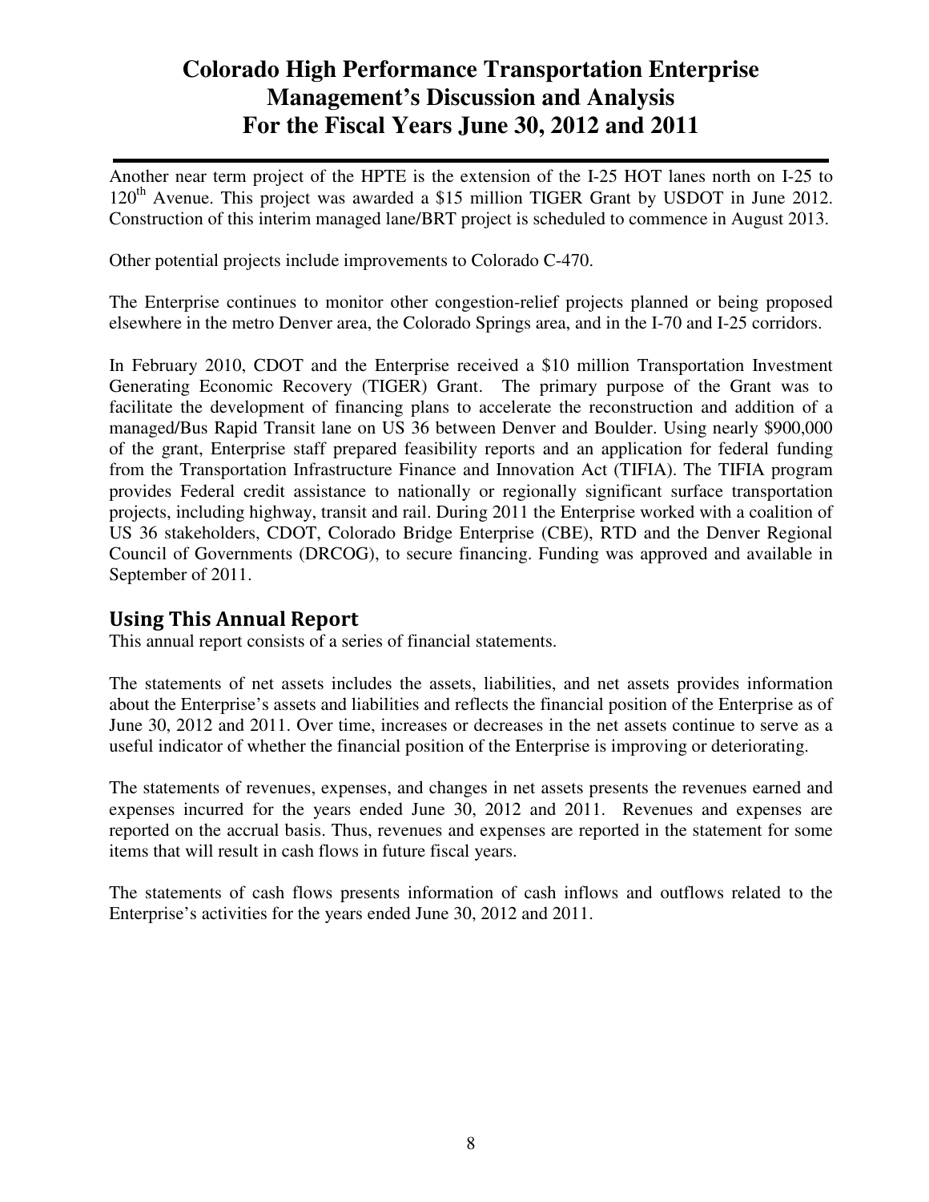Another near term project of the HPTE is the extension of the I-25 HOT lanes north on I-25 to 120th Avenue. This project was awarded a $15 million TIGER Grant by USDOT in June 2012. Construction of this interim managed lane/BRT project is scheduled to commence in August 2013.

Other potential projects include improvements to Colorado C-470.

The Enterprise continues to monitor other congestion-relief projects planned or being proposed elsewhere in the metro Denver area, the Colorado Springs area, and in the I-70 and I-25 corridors.

In February 2010, CDOT and the Enterprise received a $10 million Transportation Investment Generating Economic Recovery (TIGER) Grant. The primary purpose of the Grant was to facilitate the development of financing plans to accelerate the reconstruction and addition of a managed/Bus Rapid Transit lane on US 36 between Denver and Boulder. Using nearly $900,000 of the grant, Enterprise staff prepared feasibility reports and an application for federal funding from the Transportation Infrastructure Finance and Innovation Act (TIFIA). The TIFIA program provides Federal credit assistance to nationally or regionally significant surface transportation projects, including highway, transit and rail. During 2011 the Enterprise worked with a coalition of US 36 stakeholders, CDOT, Colorado Bridge Enterprise (CBE), RTD and the Denver Regional Council of Governments (DRCOG), to secure financing. Funding was approved and available in September of 2011.

## Using This Annual Report

This annual report consists of a series of financial statements.

The statements of net assets includes the assets, liabilities, and net assets provides information about the Enterprise's assets and liabilities and reflects the financial position of the Enterprise as of June 30, 2012 and 2011. Over time, increases or decreases in the net assets continue to serve as a useful indicator of whether the financial position of the Enterprise is improving or deteriorating.

The statements of revenues, expenses, and changes in net assets presents the revenues earned and expenses incurred for the years ended June 30, 2012 and 2011. Revenues and expenses are reported on the accrual basis. Thus, revenues and expenses are reported in the statement for some items that will result in cash flows in future fiscal years.

The statements of cash flows presents information of cash inflows and outflows related to the Enterprise's activities for the years ended June 30, 2012 and 2011.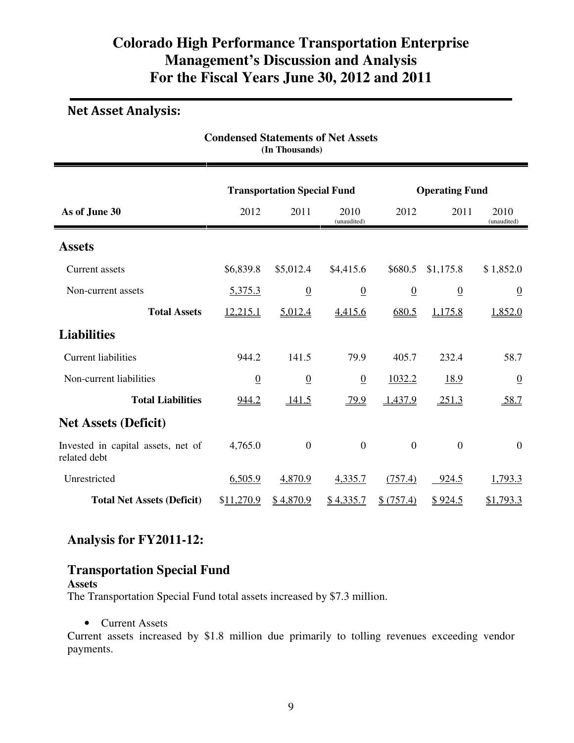# Colorado High Performance Transportation Enterprise
# Management's Discussion and Analysis
# For the Fiscal Years June 30, 2012 and 2011

## Net Asset Analysis:

**Condensed Statements of Net Assets**
**(In Thousands)**

| | Transportation Special Fund | | | Operating Fund | | |
|---|---|---|---|---|---|---|
| **As of June 30** | 2012 | 2011 | 2010 (unaudited) | 2012 | 2011 | 2010 (unaudited) |
| **Assets** | | | | | | |
| Current assets | $6,839.8 | $5,012.4 | $4,415.6 | $680.5 | $1,175.8 | $ 1,852.0 |
| Non-current assets | 5,375.3 | 0 | 0 | 0 | 0 | 0 |
| **Total Assets** | 12,215.1 | 5,012.4 | 4,415.6 | 680.5 | 1,175.8 | 1,852.0 |
| **Liabilities** | | | | | | |
| Current liabilities | 944.2 | 141.5 | 79.9 | 405.7 | 232.4 | 58.7 |
| Non-current liabilities | 0 | 0 | 0 | 1032.2 | 18.9 | 0 |
| **Total Liabilities** | 944.2 | 141.5 | 79.9 | 1,437.9 | 251.3 | 58.7 |
| **Net Assets (Deficit)** | | | | | | |
| Invested in capital assets, net of related debt | 4,765.0 | 0 | 0 | 0 | 0 | 0 |
| Unrestricted | 6,505.9 | 4,870.9 | 4,335.7 | (757.4) | 924.5 | 1,793.3 |
| **Total Net Assets (Deficit)** | $11,270.9 | $ 4,870.9 | $ 4,335.7 | $ (757.4) | $ 924.5 | $1,793.3 |

## Analysis for FY2011-12:

### Transportation Special Fund

**Assets**

The Transportation Special Fund total assets increased by $7.3 million.

- Current Assets

Current assets increased by $1.8 million due primarily to tolling revenues exceeding vendor payments.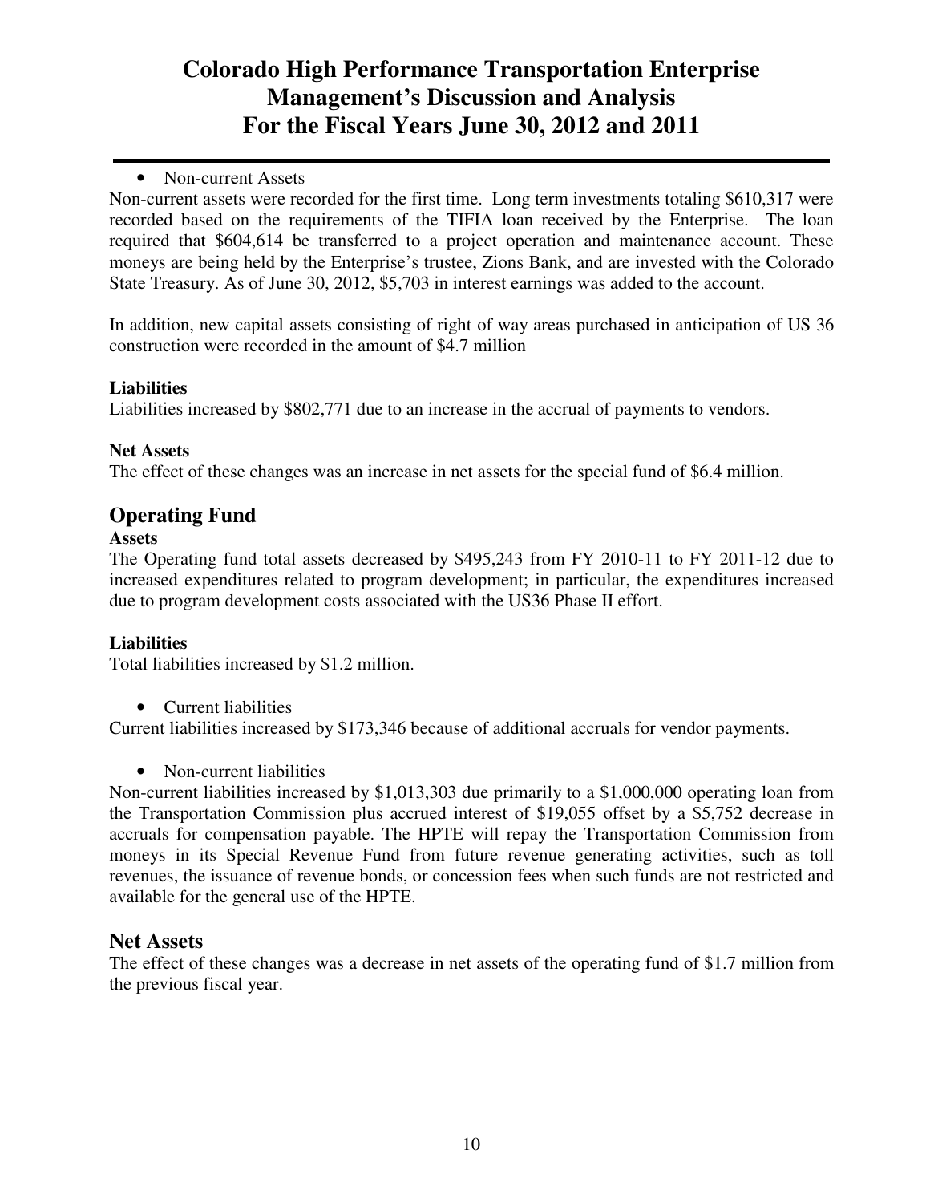- Non-current Assets

Non-current assets were recorded for the first time. Long term investments totaling $610,317 were recorded based on the requirements of the TIFIA loan received by the Enterprise. The loan required that $604,614 be transferred to a project operation and maintenance account. These moneys are being held by the Enterprise's trustee, Zions Bank, and are invested with the Colorado State Treasury. As of June 30, 2012, $5,703 in interest earnings was added to the account.

In addition, new capital assets consisting of right of way areas purchased in anticipation of US 36 construction were recorded in the amount of $4.7 million

**Liabilities**

Liabilities increased by $802,771 due to an increase in the accrual of payments to vendors.

**Net Assets**

The effect of these changes was an increase in net assets for the special fund of $6.4 million.

## Operating Fund

**Assets**

The Operating fund total assets decreased by $495,243 from FY 2010-11 to FY 2011-12 due to increased expenditures related to program development; in particular, the expenditures increased due to program development costs associated with the US36 Phase II effort.

**Liabilities**

Total liabilities increased by $1.2 million.

- Current liabilities

Current liabilities increased by $173,346 because of additional accruals for vendor payments.

- Non-current liabilities

Non-current liabilities increased by $1,013,303 due primarily to a $1,000,000 operating loan from the Transportation Commission plus accrued interest of $19,055 offset by a $5,752 decrease in accruals for compensation payable. The HPTE will repay the Transportation Commission from moneys in its Special Revenue Fund from future revenue generating activities, such as toll revenues, the issuance of revenue bonds, or concession fees when such funds are not restricted and available for the general use of the HPTE.

## Net Assets

The effect of these changes was a decrease in net assets of the operating fund of $1.7 million from the previous fiscal year.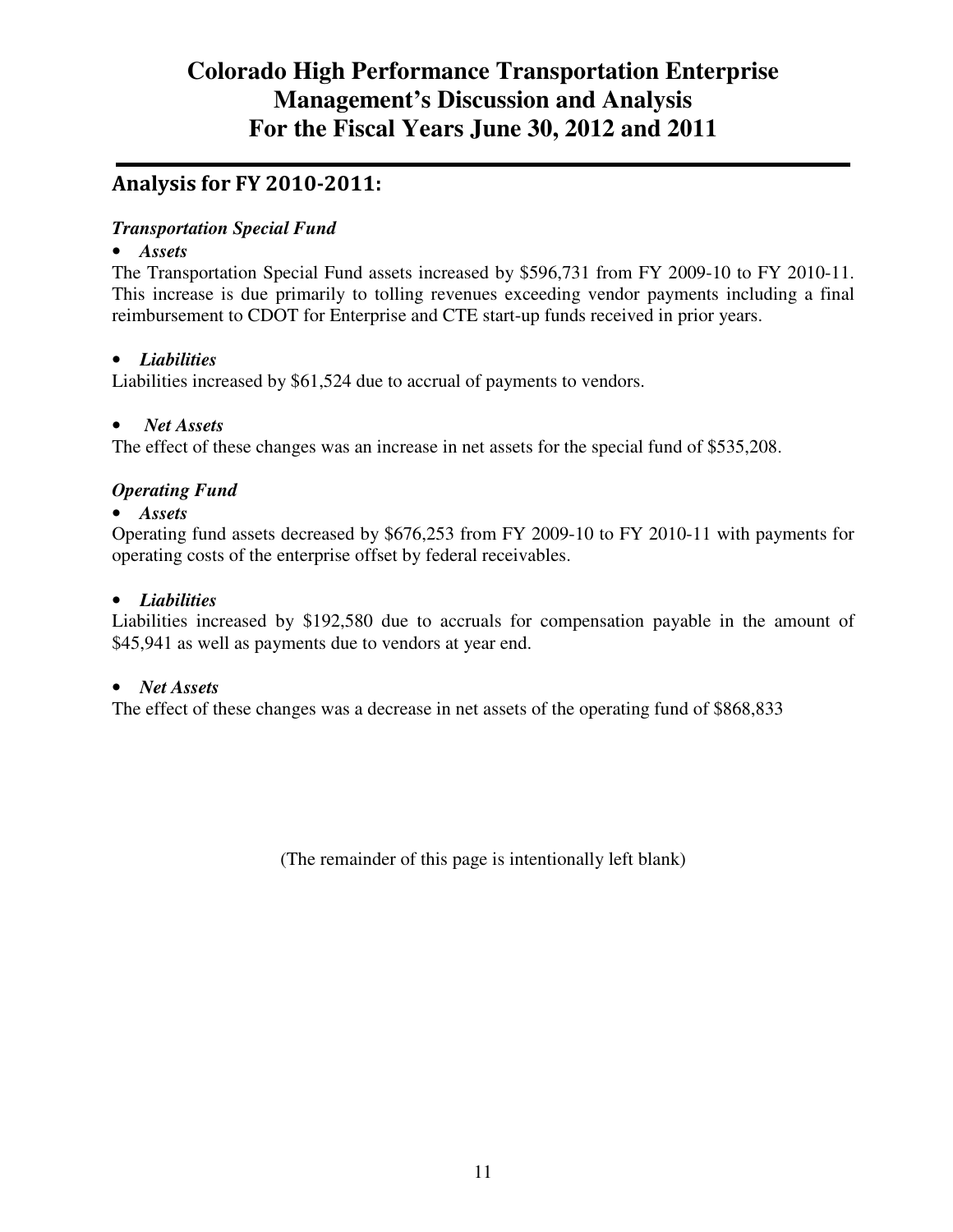## Analysis for FY 2010-2011:

***Transportation Special Fund***

- ***Assets***

The Transportation Special Fund assets increased by $596,731 from FY 2009-10 to FY 2010-11. This increase is due primarily to tolling revenues exceeding vendor payments including a final reimbursement to CDOT for Enterprise and CTE start-up funds received in prior years.

- ***Liabilities***

Liabilities increased by $61,524 due to accrual of payments to vendors.

- ***Net Assets***

The effect of these changes was an increase in net assets for the special fund of $535,208.

***Operating Fund***

- ***Assets***

Operating fund assets decreased by $676,253 from FY 2009-10 to FY 2010-11 with payments for operating costs of the enterprise offset by federal receivables.

- ***Liabilities***

Liabilities increased by $192,580 due to accruals for compensation payable in the amount of $45,941 as well as payments due to vendors at year end.

- ***Net Assets***

The effect of these changes was a decrease in net assets of the operating fund of $868,833

(The remainder of this page is intentionally left blank)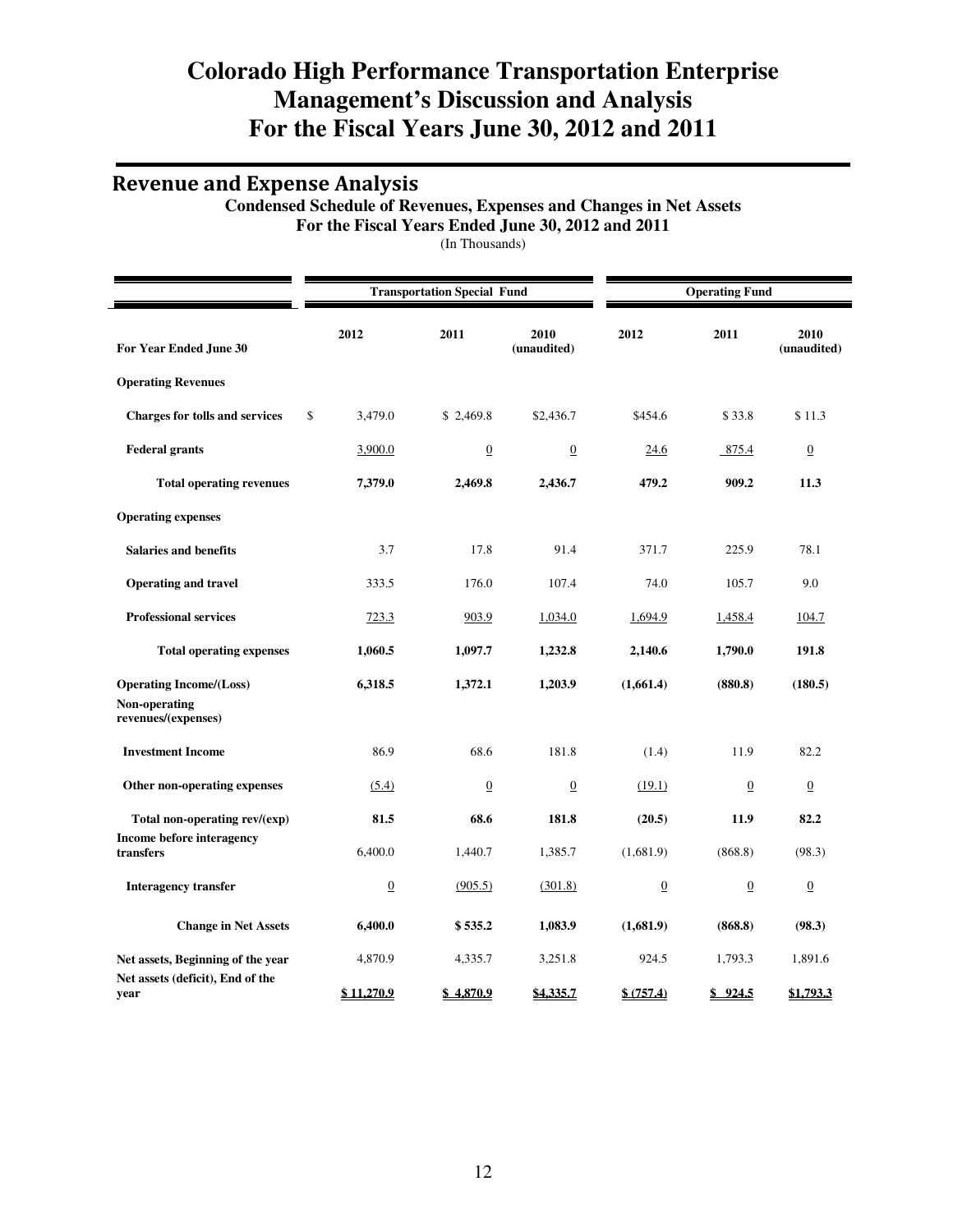# Colorado High Performance Transportation Enterprise
# Management's Discussion and Analysis
# For the Fiscal Years June 30, 2012 and 2011

## Revenue and Expense Analysis

**Condensed Schedule of Revenues, Expenses and Changes in Net Assets**
**For the Fiscal Years Ended June 30, 2012 and 2011**
(In Thousands)

| | Transportation Special Fund | | | Operating Fund | | |
|---|---|---|---|---|---|---|
| **For Year Ended June 30** | **2012** | **2011** | **2010 (unaudited)** | **2012** | **2011** | **2010 (unaudited)** |
| **Operating Revenues** | | | | | | |
| **Charges for tolls and services** | $ 3,479.0 | $ 2,469.8 | $2,436.7 | $454.6 | $ 33.8 | $ 11.3 |
| **Federal grants** | 3,900.0 | 0 | 0 | 24.6 | 875.4 | 0 |
| **Total operating revenues** | **7,379.0** | **2,469.8** | **2,436.7** | **479.2** | **909.2** | **11.3** |
| **Operating expenses** | | | | | | |
| **Salaries and benefits** | 3.7 | 17.8 | 91.4 | 371.7 | 225.9 | 78.1 |
| **Operating and travel** | 333.5 | 176.0 | 107.4 | 74.0 | 105.7 | 9.0 |
| **Professional services** | 723.3 | 903.9 | 1,034.0 | 1,694.9 | 1,458.4 | 104.7 |
| **Total operating expenses** | **1,060.5** | **1,097.7** | **1,232.8** | **2,140.6** | **1,790.0** | **191.8** |
| **Operating Income/(Loss)** | **6,318.5** | **1,372.1** | **1,203.9** | **(1,661.4)** | **(880.8)** | **(180.5)** |
| **Non-operating revenues/(expenses)** | | | | | | |
| **Investment Income** | 86.9 | 68.6 | 181.8 | (1.4) | 11.9 | 82.2 |
| **Other non-operating expenses** | (5.4) | 0 | 0 | (19.1) | 0 | 0 |
| **Total non-operating rev/(exp)** | **81.5** | **68.6** | **181.8** | **(20.5)** | **11.9** | **82.2** |
| **Income before interagency transfers** | 6,400.0 | 1,440.7 | 1,385.7 | (1,681.9) | (868.8) | (98.3) |
| **Interagency transfer** | 0 | (905.5) | (301.8) | 0 | 0 | 0 |
| **Change in Net Assets** | **6,400.0** | **$ 535.2** | **1,083.9** | **(1,681.9)** | **(868.8)** | **(98.3)** |
| **Net assets, Beginning of the year** | 4,870.9 | 4,335.7 | 3,251.8 | 924.5 | 1,793.3 | 1,891.6 |
| **Net assets (deficit), End of the year** | **$ 11,270.9** | **$ 4,870.9** | **$4,335.7** | **$ (757.4)** | **$ 924.5** | **$1,793.3** |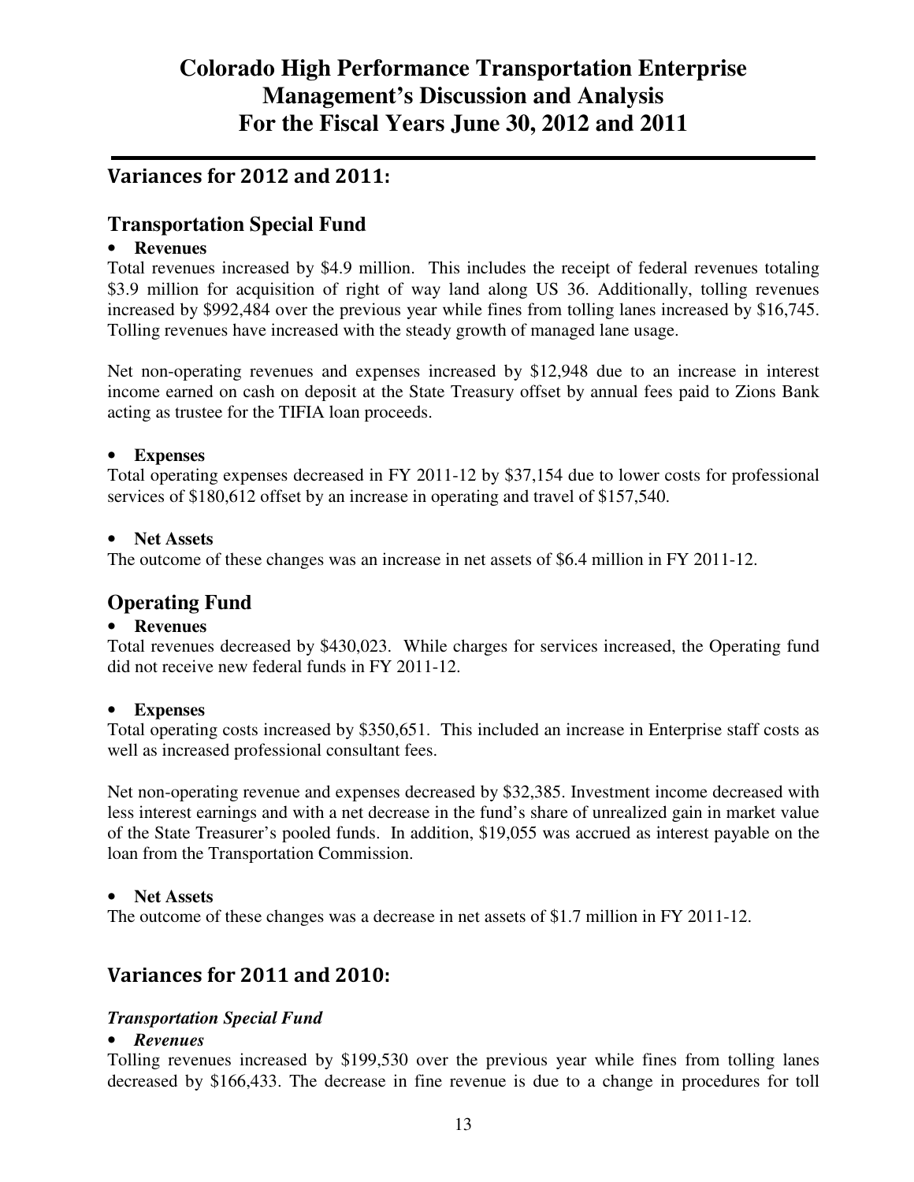## Variances for 2012 and 2011:

### Transportation Special Fund

- **Revenues**

Total revenues increased by \$4.9 million. This includes the receipt of federal revenues totaling \$3.9 million for acquisition of right of way land along US 36. Additionally, tolling revenues increased by \$992,484 over the previous year while fines from tolling lanes increased by \$16,745. Tolling revenues have increased with the steady growth of managed lane usage.

Net non-operating revenues and expenses increased by \$12,948 due to an increase in interest income earned on cash on deposit at the State Treasury offset by annual fees paid to Zions Bank acting as trustee for the TIFIA loan proceeds.

- **Expenses**

Total operating expenses decreased in FY 2011-12 by \$37,154 due to lower costs for professional services of \$180,612 offset by an increase in operating and travel of \$157,540.

- **Net Assets**

The outcome of these changes was an increase in net assets of \$6.4 million in FY 2011-12.

### Operating Fund

- **Revenues**

Total revenues decreased by \$430,023. While charges for services increased, the Operating fund did not receive new federal funds in FY 2011-12.

- **Expenses**

Total operating costs increased by \$350,651. This included an increase in Enterprise staff costs as well as increased professional consultant fees.

Net non-operating revenue and expenses decreased by \$32,385. Investment income decreased with less interest earnings and with a net decrease in the fund's share of unrealized gain in market value of the State Treasurer's pooled funds. In addition, \$19,055 was accrued as interest payable on the loan from the Transportation Commission.

- **Net Assets**

The outcome of these changes was a decrease in net assets of \$1.7 million in FY 2011-12.

## Variances for 2011 and 2010:

### *Transportation Special Fund*

- ***Revenues***

Tolling revenues increased by \$199,530 over the previous year while fines from tolling lanes decreased by \$166,433. The decrease in fine revenue is due to a change in procedures for toll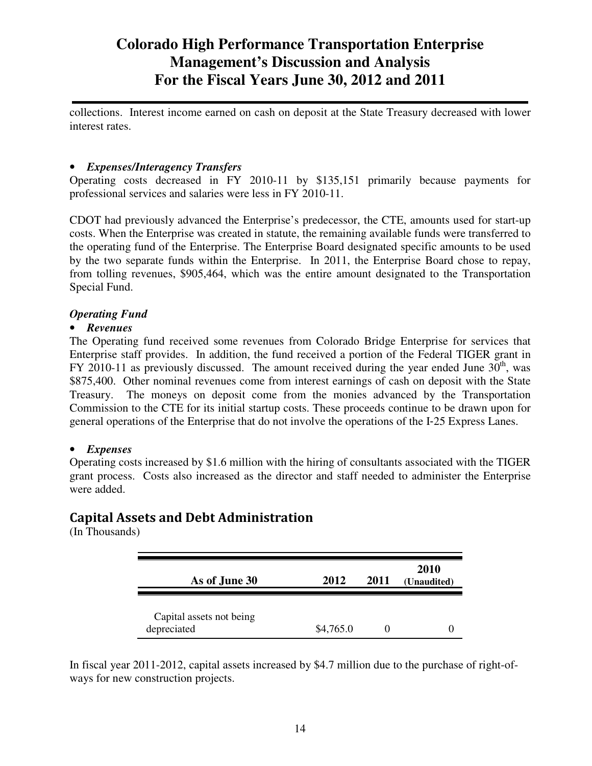collections. Interest income earned on cash on deposit at the State Treasury decreased with lower interest rates.

- ***Expenses/Interagency Transfers***

Operating costs decreased in FY 2010-11 by $135,151 primarily because payments for professional services and salaries were less in FY 2010-11.

CDOT had previously advanced the Enterprise's predecessor, the CTE, amounts used for start-up costs. When the Enterprise was created in statute, the remaining available funds were transferred to the operating fund of the Enterprise. The Enterprise Board designated specific amounts to be used by the two separate funds within the Enterprise. In 2011, the Enterprise Board chose to repay, from tolling revenues, $905,464, which was the entire amount designated to the Transportation Special Fund.

***Operating Fund***

- ***Revenues***

The Operating fund received some revenues from Colorado Bridge Enterprise for services that Enterprise staff provides. In addition, the fund received a portion of the Federal TIGER grant in FY 2010-11 as previously discussed. The amount received during the year ended June 30th, was $875,400. Other nominal revenues come from interest earnings of cash on deposit with the State Treasury. The moneys on deposit come from the monies advanced by the Transportation Commission to the CTE for its initial startup costs. These proceeds continue to be drawn upon for general operations of the Enterprise that do not involve the operations of the I-25 Express Lanes.

- ***Expenses***

Operating costs increased by $1.6 million with the hiring of consultants associated with the TIGER grant process. Costs also increased as the director and staff needed to administer the Enterprise were added.

## Capital Assets and Debt Administration

(In Thousands)

| As of June 30 | 2012 | 2011 | 2010 (Unaudited) |
|---|---|---|---|
| Capital assets not being depreciated | $4,765.0 | 0 | 0 |

In fiscal year 2011-2012, capital assets increased by $4.7 million due to the purchase of right-of-ways for new construction projects.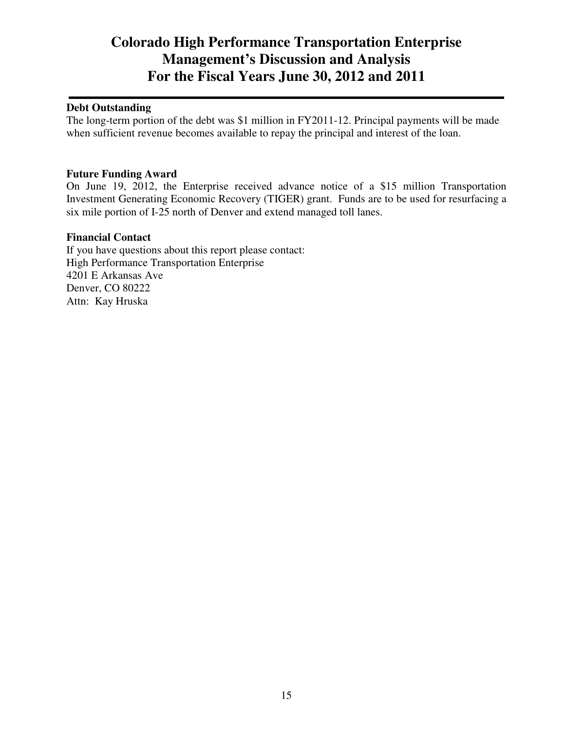# Colorado High Performance Transportation Enterprise
# Management's Discussion and Analysis
# For the Fiscal Years June 30, 2012 and 2011

**Debt Outstanding**

The long-term portion of the debt was $1 million in FY2011-12. Principal payments will be made when sufficient revenue becomes available to repay the principal and interest of the loan.

**Future Funding Award**

On June 19, 2012, the Enterprise received advance notice of a $15 million Transportation Investment Generating Economic Recovery (TIGER) grant. Funds are to be used for resurfacing a six mile portion of I-25 north of Denver and extend managed toll lanes.

**Financial Contact**

If you have questions about this report please contact:
High Performance Transportation Enterprise
4201 E Arkansas Ave
Denver, CO 80222
Attn: Kay Hruska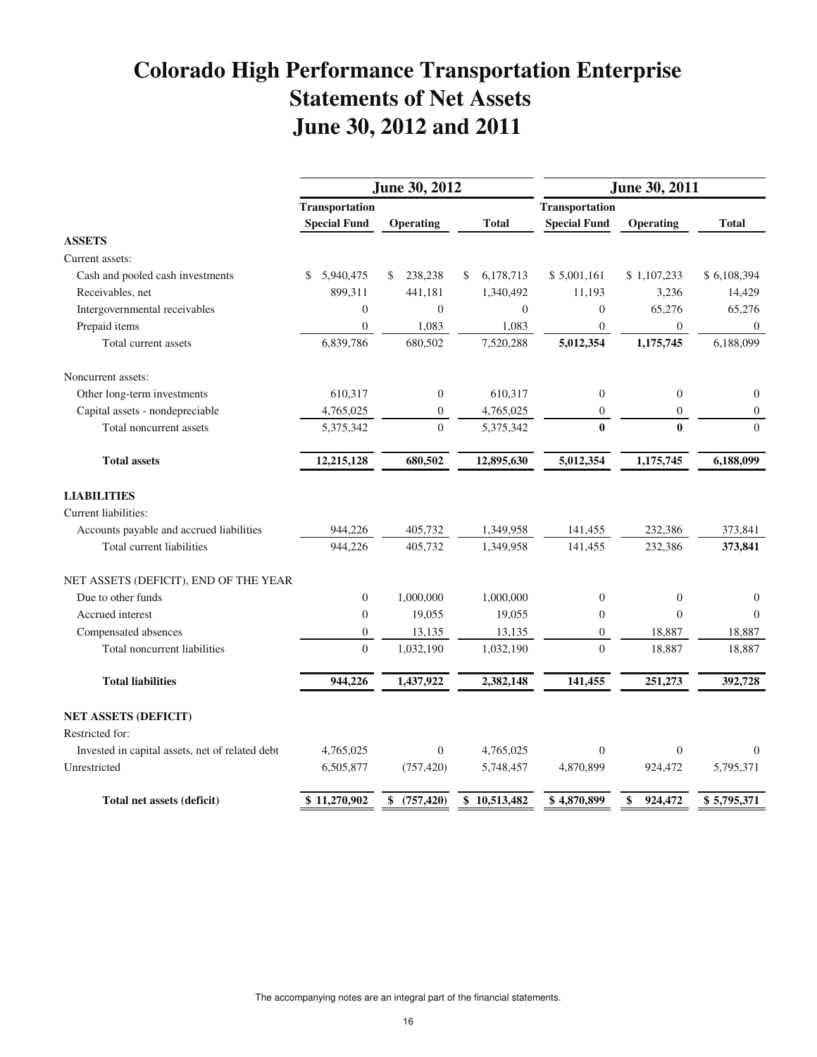# Colorado High Performance Transportation Enterprise
# Statements of Net Assets
# June 30, 2012 and 2011

| | June 30, 2012 | | | June 30, 2011 | | |
|---|---|---|---|---|---|---|
| | Transportation Special Fund | Operating | Total | Transportation Special Fund | Operating | Total |
| **ASSETS** | | | | | | |
| Current assets: | | | | | | |
| Cash and pooled cash investments | $ 5,940,475 | $ 238,238 | $ 6,178,713 | $ 5,001,161 | $ 1,107,233 | $ 6,108,394 |
| Receivables, net | 899,311 | 441,181 | 1,340,492 | 11,193 | 3,236 | 14,429 |
| Intergovernmental receivables | 0 | 0 | 0 | 0 | 65,276 | 65,276 |
| Prepaid items | 0 | 1,083 | 1,083 | 0 | 0 | 0 |
| Total current assets | 6,839,786 | 680,502 | 7,520,288 | **5,012,354** | **1,175,745** | 6,188,099 |
| Noncurrent assets: | | | | | | |
| Other long-term investments | 610,317 | 0 | 610,317 | 0 | 0 | 0 |
| Capital assets - nondepreciable | 4,765,025 | 0 | 4,765,025 | 0 | 0 | 0 |
| Total noncurrent assets | 5,375,342 | 0 | 5,375,342 | **0** | **0** | 0 |
| **Total assets** | **12,215,128** | **680,502** | **12,895,630** | **5,012,354** | **1,175,745** | **6,188,099** |
| **LIABILITIES** | | | | | | |
| Current liabilities: | | | | | | |
| Accounts payable and accrued liabilities | 944,226 | 405,732 | 1,349,958 | 141,455 | 232,386 | 373,841 |
| Total current liabilities | 944,226 | 405,732 | 1,349,958 | 141,455 | 232,386 | **373,841** |
| NET ASSETS (DEFICIT), END OF THE YEAR | | | | | | |
| Due to other funds | 0 | 1,000,000 | 1,000,000 | 0 | 0 | 0 |
| Accrued interest | 0 | 19,055 | 19,055 | 0 | 0 | 0 |
| Compensated absences | 0 | 13,135 | 13,135 | 0 | 18,887 | 18,887 |
| Total noncurrent liabilities | 0 | 1,032,190 | 1,032,190 | 0 | 18,887 | 18,887 |
| **Total liabilities** | **944,226** | **1,437,922** | **2,382,148** | **141,455** | **251,273** | **392,728** |
| **NET ASSETS (DEFICIT)** | | | | | | |
| Restricted for: | | | | | | |
| Invested in capital assets, net of related debt | 4,765,025 | 0 | 4,765,025 | 0 | 0 | 0 |
| Unrestricted | 6,505,877 | (757,420) | 5,748,457 | 4,870,899 | 924,472 | 5,795,371 |
| **Total net assets (deficit)** | **$ 11,270,902** | **$ (757,420)** | **$ 10,513,482** | **$ 4,870,899** | **$ 924,472** | **$ 5,795,371** |

The accompanying notes are an integral part of the financial statements.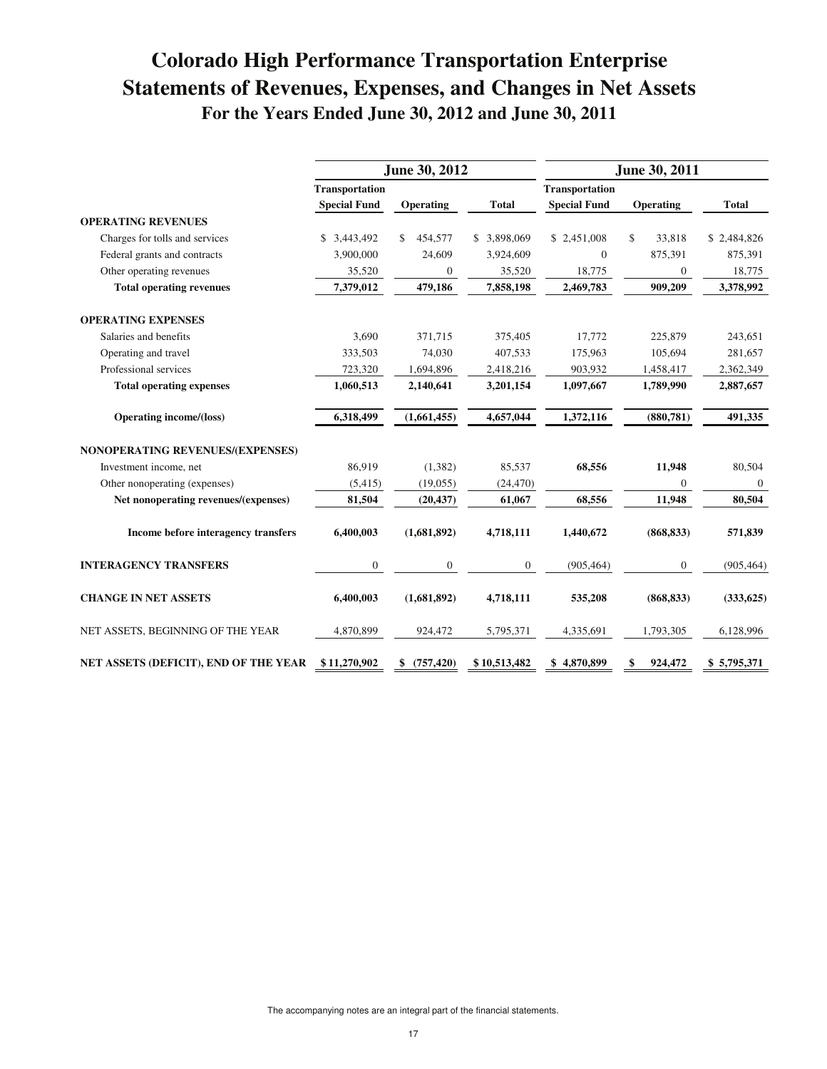# Colorado High Performance Transportation Enterprise
## Statements of Revenues, Expenses, and Changes in Net Assets
### For the Years Ended June 30, 2012 and June 30, 2011

| | June 30, 2012 | | | June 30, 2011 | | |
|---|---|---|---|---|---|---|
| | Transportation Special Fund | Operating | Total | Transportation Special Fund | Operating | Total |
| **OPERATING REVENUES** | | | | | | |
| Charges for tolls and services | $ 3,443,492 | $ 454,577 | $ 3,898,069 | $ 2,451,008 | $ 33,818 | $ 2,484,826 |
| Federal grants and contracts | 3,900,000 | 24,609 | 3,924,609 | 0 | 875,391 | 875,391 |
| Other operating revenues | 35,520 | 0 | 35,520 | 18,775 | 0 | 18,775 |
| **Total operating revenues** | **7,379,012** | **479,186** | **7,858,198** | **2,469,783** | **909,209** | **3,378,992** |
| **OPERATING EXPENSES** | | | | | | |
| Salaries and benefits | 3,690 | 371,715 | 375,405 | 17,772 | 225,879 | 243,651 |
| Operating and travel | 333,503 | 74,030 | 407,533 | 175,963 | 105,694 | 281,657 |
| Professional services | 723,320 | 1,694,896 | 2,418,216 | 903,932 | 1,458,417 | 2,362,349 |
| **Total operating expenses** | **1,060,513** | **2,140,641** | **3,201,154** | **1,097,667** | **1,789,990** | **2,887,657** |
| **Operating income/(loss)** | **6,318,499** | **(1,661,455)** | **4,657,044** | **1,372,116** | **(880,781)** | **491,335** |
| **NONOPERATING REVENUES/(EXPENSES)** | | | | | | |
| Investment income, net | 86,919 | (1,382) | 85,537 | **68,556** | **11,948** | 80,504 |
| Other nonoperating (expenses) | (5,415) | (19,055) | (24,470) | | 0 | 0 |
| **Net nonoperating revenues/(expenses)** | **81,504** | **(20,437)** | **61,067** | **68,556** | **11,948** | **80,504** |
| **Income before interagency transfers** | **6,400,003** | **(1,681,892)** | **4,718,111** | **1,440,672** | **(868,833)** | **571,839** |
| **INTERAGENCY TRANSFERS** | 0 | 0 | 0 | (905,464) | 0 | (905,464) |
| **CHANGE IN NET ASSETS** | **6,400,003** | **(1,681,892)** | **4,718,111** | **535,208** | **(868,833)** | **(333,625)** |
| NET ASSETS, BEGINNING OF THE YEAR | 4,870,899 | 924,472 | 5,795,371 | 4,335,691 | 1,793,305 | 6,128,996 |
| **NET ASSETS (DEFICIT), END OF THE YEAR** | **$ 11,270,902** | **$ (757,420)** | **$ 10,513,482** | **$ 4,870,899** | **$ 924,472** | **$ 5,795,371** |

The accompanying notes are an integral part of the financial statements.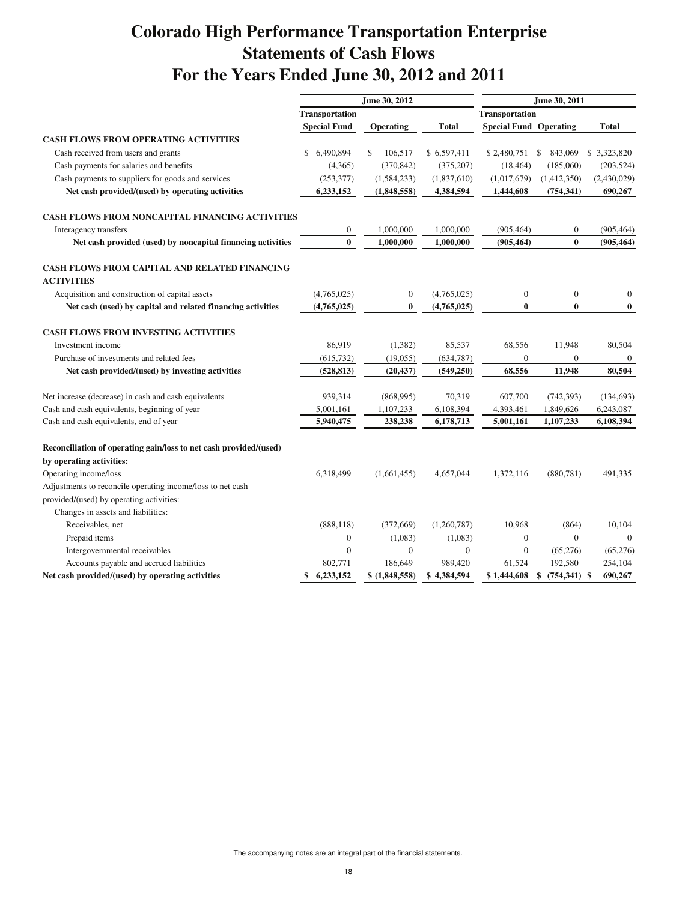# Colorado High Performance Transportation Enterprise
# Statements of Cash Flows
# For the Years Ended June 30, 2012 and 2011

| | June 30, 2012 | | | June 30, 2011 | | |
|---|---|---|---|---|---|---|
| | Transportation Special Fund | Operating | Total | Transportation Special Fund | Operating | Total |
| **CASH FLOWS FROM OPERATING ACTIVITIES** | | | | | | |
| Cash received from users and grants | $ 6,490,894 | $ 106,517 | $ 6,597,411 | $ 2,480,751 | $ 843,069 | $ 3,323,820 |
| Cash payments for salaries and benefits | (4,365) | (370,842) | (375,207) | (18,464) | (185,060) | (203,524) |
| Cash payments to suppliers for goods and services | (253,377) | (1,584,233) | (1,837,610) | (1,017,679) | (1,412,350) | (2,430,029) |
| **Net cash provided/(used) by operating activities** | **6,233,152** | **(1,848,558)** | **4,384,594** | **1,444,608** | **(754,341)** | **690,267** |
| **CASH FLOWS FROM NONCAPITAL FINANCING ACTIVITIES** | | | | | | |
| Interagency transfers | 0 | 1,000,000 | 1,000,000 | (905,464) | 0 | (905,464) |
| **Net cash provided (used) by noncapital financing activities** | **0** | **1,000,000** | **1,000,000** | **(905,464)** | **0** | **(905,464)** |
| **CASH FLOWS FROM CAPITAL AND RELATED FINANCING ACTIVITIES** | | | | | | |
| Acquisition and construction of capital assets | (4,765,025) | 0 | (4,765,025) | 0 | 0 | 0 |
| **Net cash (used) by capital and related financing activities** | **(4,765,025)** | **0** | **(4,765,025)** | **0** | **0** | **0** |
| **CASH FLOWS FROM INVESTING ACTIVITIES** | | | | | | |
| Investment income | 86,919 | (1,382) | 85,537 | 68,556 | 11,948 | 80,504 |
| Purchase of investments and related fees | (615,732) | (19,055) | (634,787) | 0 | 0 | 0 |
| **Net cash provided/(used) by investing activities** | **(528,813)** | **(20,437)** | **(549,250)** | **68,556** | **11,948** | **80,504** |
| Net increase (decrease) in cash and cash equivalents | 939,314 | (868,995) | 70,319 | 607,700 | (742,393) | (134,693) |
| Cash and cash equivalents, beginning of year | 5,001,161 | 1,107,233 | 6,108,394 | 4,393,461 | 1,849,626 | 6,243,087 |
| Cash and cash equivalents, end of year | **5,940,475** | **238,238** | **6,178,713** | **5,001,161** | **1,107,233** | **6,108,394** |
| **Reconciliation of operating gain/loss to net cash provided/(used) by operating activities:** | | | | | | |
| Operating income/loss | 6,318,499 | (1,661,455) | 4,657,044 | 1,372,116 | (880,781) | 491,335 |
| Adjustments to reconcile operating income/loss to net cash provided/(used) by operating activities: | | | | | | |
| Changes in assets and liabilities: | | | | | | |
| Receivables, net | (888,118) | (372,669) | (1,260,787) | 10,968 | (864) | 10,104 |
| Prepaid items | 0 | (1,083) | (1,083) | 0 | 0 | 0 |
| Intergovernmental receivables | 0 | 0 | 0 | 0 | (65,276) | (65,276) |
| Accounts payable and accrued liabilities | 802,771 | 186,649 | 989,420 | 61,524 | 192,580 | 254,104 |
| **Net cash provided/(used) by operating activities** | **$ 6,233,152** | **$ (1,848,558)** | **$ 4,384,594** | **$ 1,444,608** | **$ (754,341)** | **$ 690,267** |

The accompanying notes are an integral part of the financial statements.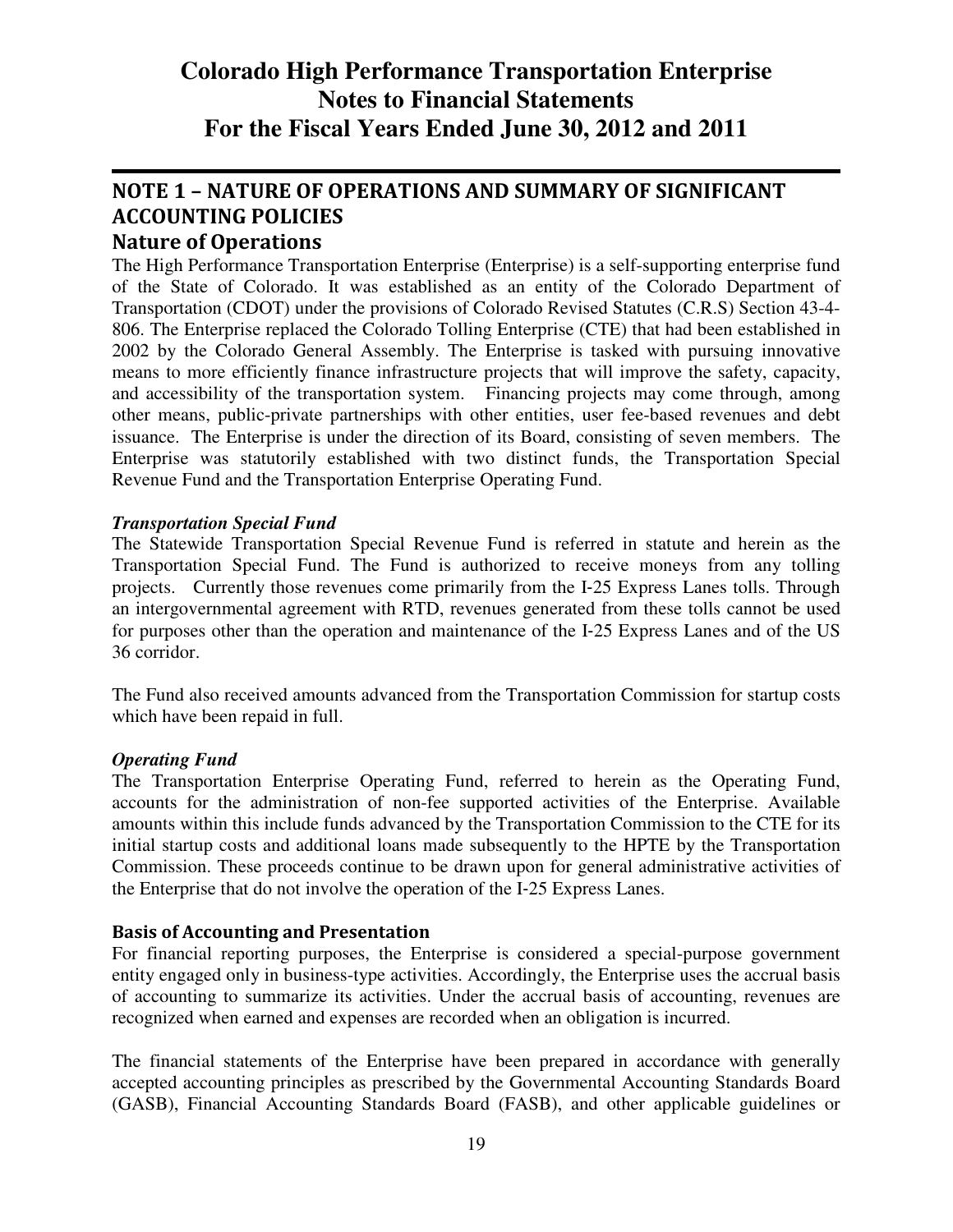# Colorado High Performance Transportation Enterprise
# Notes to Financial Statements
# For the Fiscal Years Ended June 30, 2012 and 2011

## NOTE 1 – NATURE OF OPERATIONS AND SUMMARY OF SIGNIFICANT ACCOUNTING POLICIES

### Nature of Operations

The High Performance Transportation Enterprise (Enterprise) is a self-supporting enterprise fund of the State of Colorado. It was established as an entity of the Colorado Department of Transportation (CDOT) under the provisions of Colorado Revised Statutes (C.R.S) Section 43-4-806. The Enterprise replaced the Colorado Tolling Enterprise (CTE) that had been established in 2002 by the Colorado General Assembly. The Enterprise is tasked with pursuing innovative means to more efficiently finance infrastructure projects that will improve the safety, capacity, and accessibility of the transportation system. Financing projects may come through, among other means, public-private partnerships with other entities, user fee-based revenues and debt issuance. The Enterprise is under the direction of its Board, consisting of seven members. The Enterprise was statutorily established with two distinct funds, the Transportation Special Revenue Fund and the Transportation Enterprise Operating Fund.

***Transportation Special Fund***

The Statewide Transportation Special Revenue Fund is referred in statute and herein as the Transportation Special Fund. The Fund is authorized to receive moneys from any tolling projects. Currently those revenues come primarily from the I-25 Express Lanes tolls. Through an intergovernmental agreement with RTD, revenues generated from these tolls cannot be used for purposes other than the operation and maintenance of the I-25 Express Lanes and of the US 36 corridor.

The Fund also received amounts advanced from the Transportation Commission for startup costs which have been repaid in full.

***Operating Fund***

The Transportation Enterprise Operating Fund, referred to herein as the Operating Fund, accounts for the administration of non-fee supported activities of the Enterprise. Available amounts within this include funds advanced by the Transportation Commission to the CTE for its initial startup costs and additional loans made subsequently to the HPTE by the Transportation Commission. These proceeds continue to be drawn upon for general administrative activities of the Enterprise that do not involve the operation of the I-25 Express Lanes.

#### Basis of Accounting and Presentation

For financial reporting purposes, the Enterprise is considered a special-purpose government entity engaged only in business-type activities. Accordingly, the Enterprise uses the accrual basis of accounting to summarize its activities. Under the accrual basis of accounting, revenues are recognized when earned and expenses are recorded when an obligation is incurred.

The financial statements of the Enterprise have been prepared in accordance with generally accepted accounting principles as prescribed by the Governmental Accounting Standards Board (GASB), Financial Accounting Standards Board (FASB), and other applicable guidelines or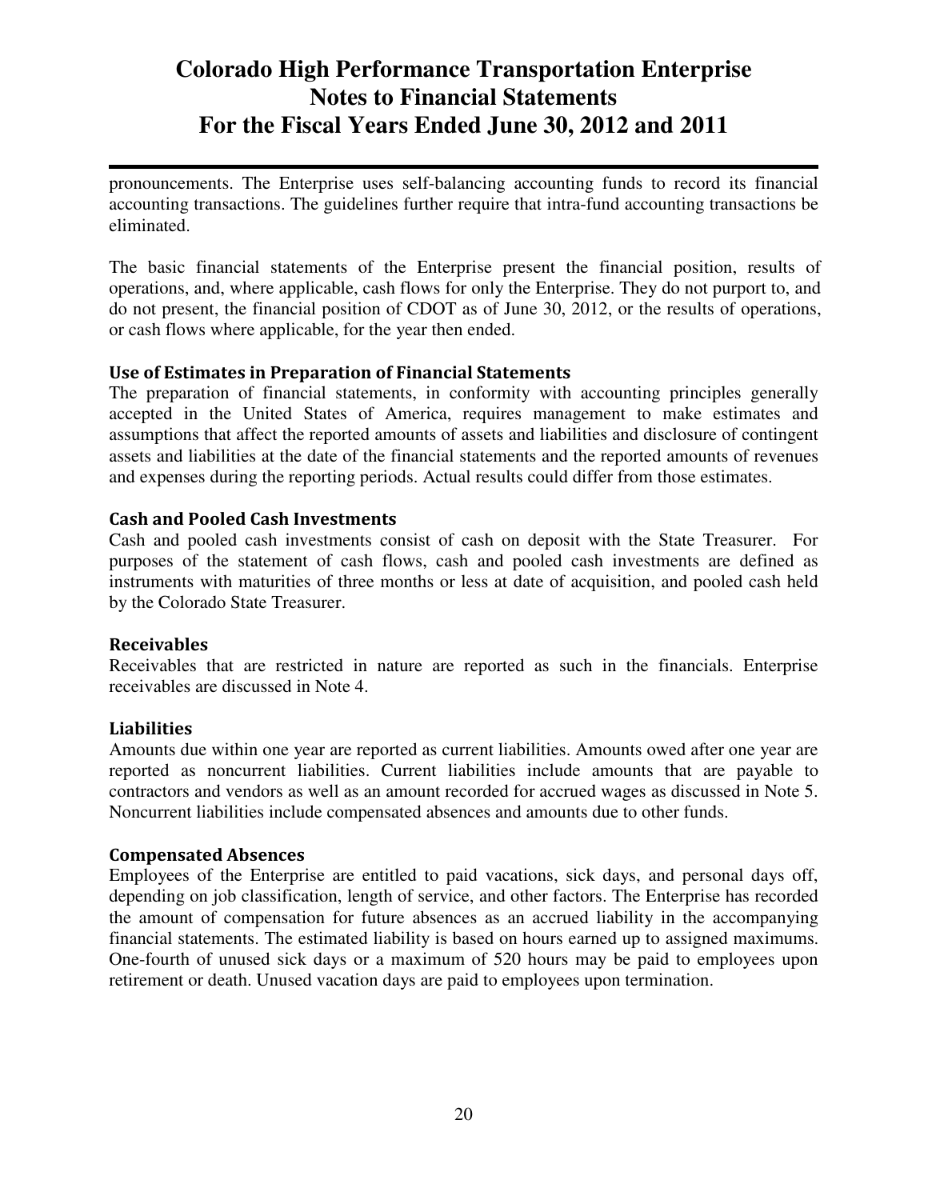pronouncements. The Enterprise uses self-balancing accounting funds to record its financial accounting transactions. The guidelines further require that intra-fund accounting transactions be eliminated.

The basic financial statements of the Enterprise present the financial position, results of operations, and, where applicable, cash flows for only the Enterprise. They do not purport to, and do not present, the financial position of CDOT as of June 30, 2012, or the results of operations, or cash flows where applicable, for the year then ended.

### Use of Estimates in Preparation of Financial Statements

The preparation of financial statements, in conformity with accounting principles generally accepted in the United States of America, requires management to make estimates and assumptions that affect the reported amounts of assets and liabilities and disclosure of contingent assets and liabilities at the date of the financial statements and the reported amounts of revenues and expenses during the reporting periods. Actual results could differ from those estimates.

### Cash and Pooled Cash Investments

Cash and pooled cash investments consist of cash on deposit with the State Treasurer. For purposes of the statement of cash flows, cash and pooled cash investments are defined as instruments with maturities of three months or less at date of acquisition, and pooled cash held by the Colorado State Treasurer.

### Receivables

Receivables that are restricted in nature are reported as such in the financials. Enterprise receivables are discussed in Note 4.

### Liabilities

Amounts due within one year are reported as current liabilities. Amounts owed after one year are reported as noncurrent liabilities. Current liabilities include amounts that are payable to contractors and vendors as well as an amount recorded for accrued wages as discussed in Note 5. Noncurrent liabilities include compensated absences and amounts due to other funds.

### Compensated Absences

Employees of the Enterprise are entitled to paid vacations, sick days, and personal days off, depending on job classification, length of service, and other factors. The Enterprise has recorded the amount of compensation for future absences as an accrued liability in the accompanying financial statements. The estimated liability is based on hours earned up to assigned maximums. One-fourth of unused sick days or a maximum of 520 hours may be paid to employees upon retirement or death. Unused vacation days are paid to employees upon termination.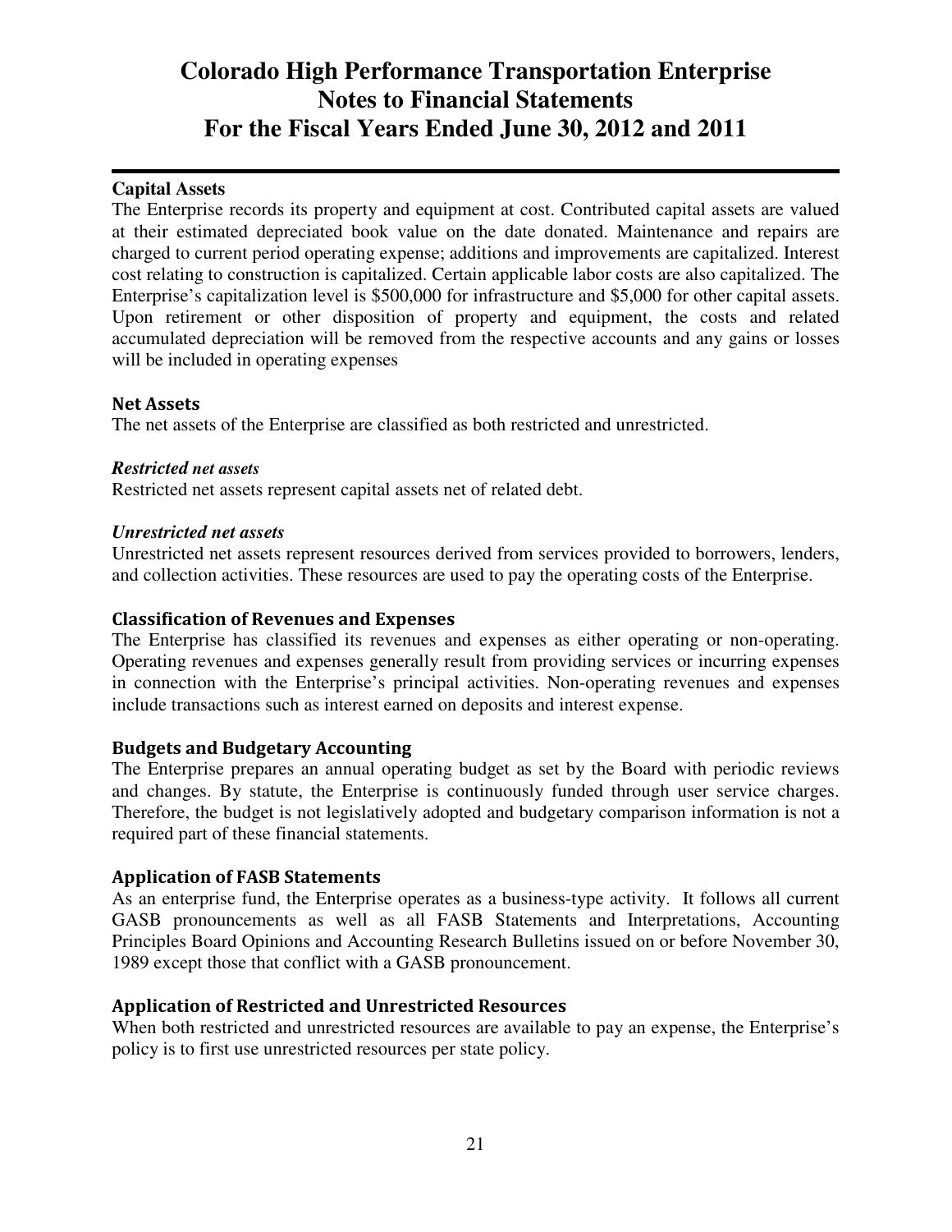### Capital Assets

The Enterprise records its property and equipment at cost. Contributed capital assets are valued at their estimated depreciated book value on the date donated. Maintenance and repairs are charged to current period operating expense; additions and improvements are capitalized. Interest cost relating to construction is capitalized. Certain applicable labor costs are also capitalized. The Enterprise's capitalization level is $500,000 for infrastructure and $5,000 for other capital assets. Upon retirement or other disposition of property and equipment, the costs and related accumulated depreciation will be removed from the respective accounts and any gains or losses will be included in operating expenses

### Net Assets

The net assets of the Enterprise are classified as both restricted and unrestricted.

***Restricted net assets***

Restricted net assets represent capital assets net of related debt.

***Unrestricted net assets***

Unrestricted net assets represent resources derived from services provided to borrowers, lenders, and collection activities. These resources are used to pay the operating costs of the Enterprise.

### Classification of Revenues and Expenses

The Enterprise has classified its revenues and expenses as either operating or non-operating. Operating revenues and expenses generally result from providing services or incurring expenses in connection with the Enterprise's principal activities. Non-operating revenues and expenses include transactions such as interest earned on deposits and interest expense.

### Budgets and Budgetary Accounting

The Enterprise prepares an annual operating budget as set by the Board with periodic reviews and changes. By statute, the Enterprise is continuously funded through user service charges. Therefore, the budget is not legislatively adopted and budgetary comparison information is not a required part of these financial statements.

### Application of FASB Statements

As an enterprise fund, the Enterprise operates as a business-type activity. It follows all current GASB pronouncements as well as all FASB Statements and Interpretations, Accounting Principles Board Opinions and Accounting Research Bulletins issued on or before November 30, 1989 except those that conflict with a GASB pronouncement.

### Application of Restricted and Unrestricted Resources

When both restricted and unrestricted resources are available to pay an expense, the Enterprise's policy is to first use unrestricted resources per state policy.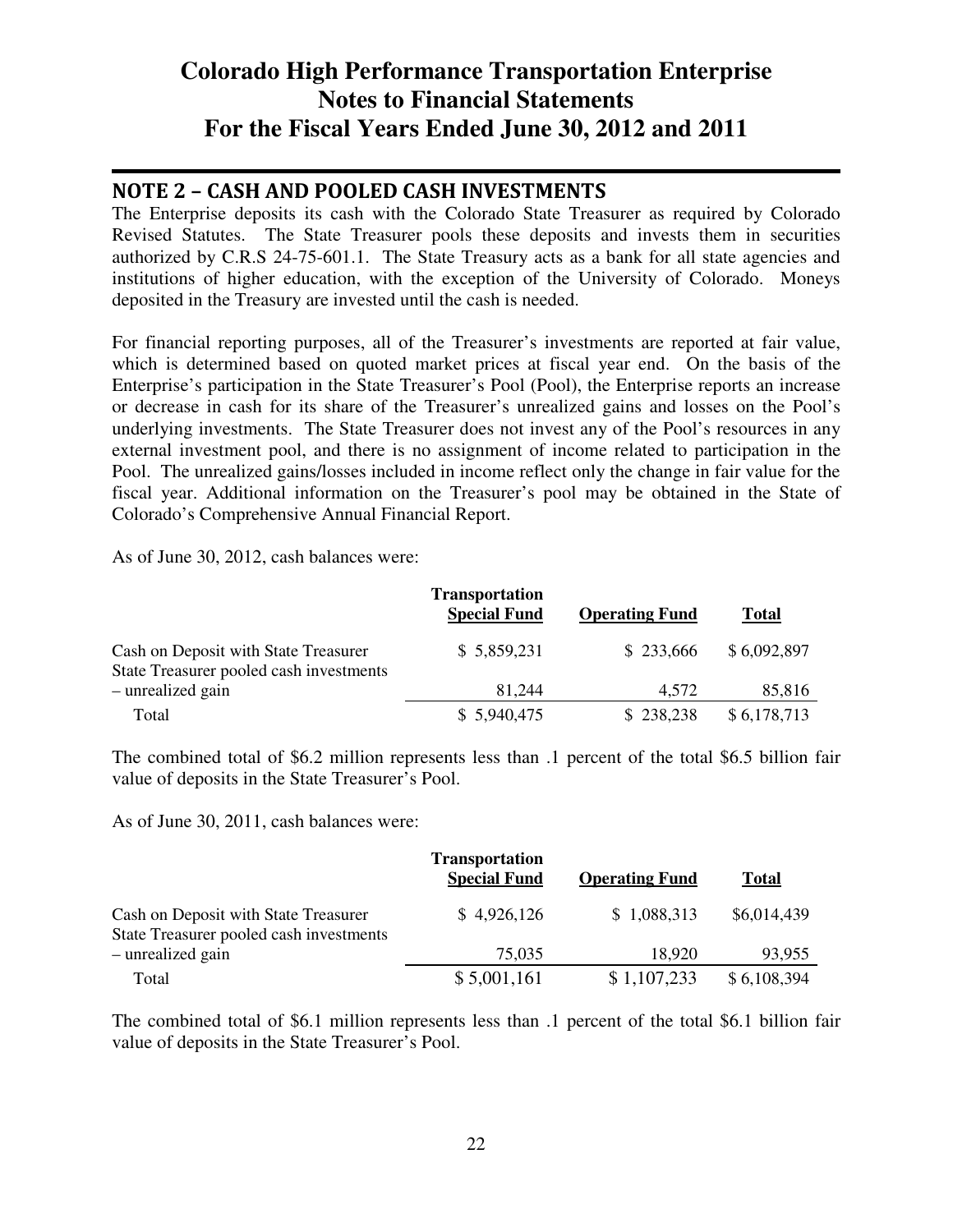# Colorado High Performance Transportation Enterprise
# Notes to Financial Statements
# For the Fiscal Years Ended June 30, 2012 and 2011

## NOTE 2 – CASH AND POOLED CASH INVESTMENTS

The Enterprise deposits its cash with the Colorado State Treasurer as required by Colorado Revised Statutes. The State Treasurer pools these deposits and invests them in securities authorized by C.R.S 24-75-601.1. The State Treasury acts as a bank for all state agencies and institutions of higher education, with the exception of the University of Colorado. Moneys deposited in the Treasury are invested until the cash is needed.

For financial reporting purposes, all of the Treasurer's investments are reported at fair value, which is determined based on quoted market prices at fiscal year end. On the basis of the Enterprise's participation in the State Treasurer's Pool (Pool), the Enterprise reports an increase or decrease in cash for its share of the Treasurer's unrealized gains and losses on the Pool's underlying investments. The State Treasurer does not invest any of the Pool's resources in any external investment pool, and there is no assignment of income related to participation in the Pool. The unrealized gains/losses included in income reflect only the change in fair value for the fiscal year. Additional information on the Treasurer's pool may be obtained in the State of Colorado's Comprehensive Annual Financial Report.

As of June 30, 2012, cash balances were:

| | Transportation Special Fund | Operating Fund | Total |
|---|---|---|---|
| Cash on Deposit with State Treasurer | $ 5,859,231 | $ 233,666 | $ 6,092,897 |
| State Treasurer pooled cash investments – unrealized gain | 81,244 | 4,572 | 85,816 |
| Total | $ 5,940,475 | $ 238,238 | $ 6,178,713 |

The combined total of $6.2 million represents less than .1 percent of the total $6.5 billion fair value of deposits in the State Treasurer's Pool.

As of June 30, 2011, cash balances were:

| | Transportation Special Fund | Operating Fund | Total |
|---|---|---|---|
| Cash on Deposit with State Treasurer | $ 4,926,126 | $ 1,088,313 | $6,014,439 |
| State Treasurer pooled cash investments – unrealized gain | 75,035 | 18,920 | 93,955 |
| Total | $ 5,001,161 | $ 1,107,233 | $ 6,108,394 |

The combined total of $6.1 million represents less than .1 percent of the total $6.1 billion fair value of deposits in the State Treasurer's Pool.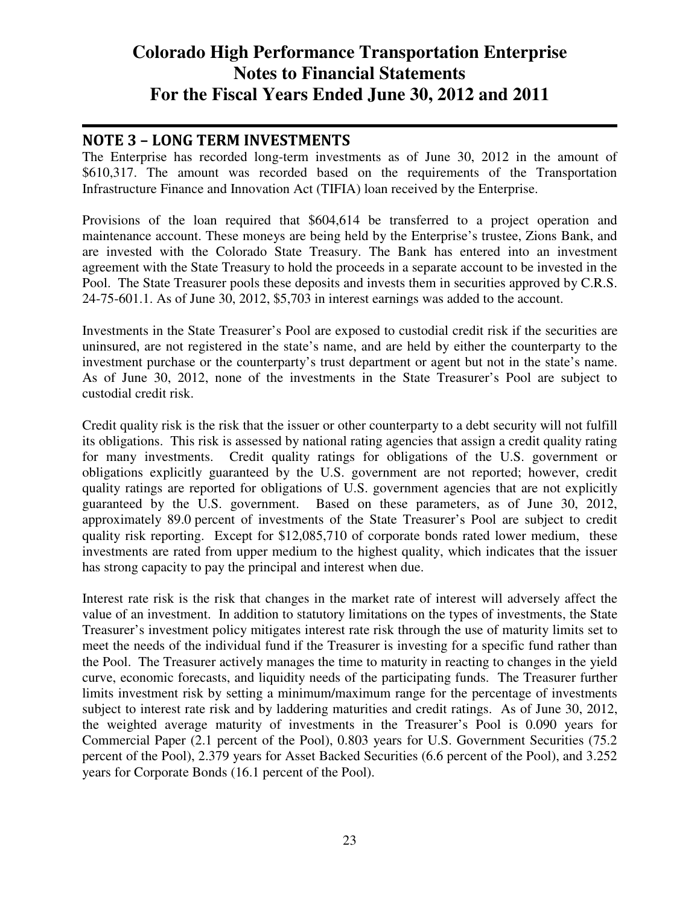## NOTE 3 – LONG TERM INVESTMENTS

The Enterprise has recorded long-term investments as of June 30, 2012 in the amount of $610,317. The amount was recorded based on the requirements of the Transportation Infrastructure Finance and Innovation Act (TIFIA) loan received by the Enterprise.

Provisions of the loan required that $604,614 be transferred to a project operation and maintenance account. These moneys are being held by the Enterprise's trustee, Zions Bank, and are invested with the Colorado State Treasury. The Bank has entered into an investment agreement with the State Treasury to hold the proceeds in a separate account to be invested in the Pool. The State Treasurer pools these deposits and invests them in securities approved by C.R.S. 24-75-601.1. As of June 30, 2012, $5,703 in interest earnings was added to the account.

Investments in the State Treasurer's Pool are exposed to custodial credit risk if the securities are uninsured, are not registered in the state's name, and are held by either the counterparty to the investment purchase or the counterparty's trust department or agent but not in the state's name. As of June 30, 2012, none of the investments in the State Treasurer's Pool are subject to custodial credit risk.

Credit quality risk is the risk that the issuer or other counterparty to a debt security will not fulfill its obligations. This risk is assessed by national rating agencies that assign a credit quality rating for many investments. Credit quality ratings for obligations of the U.S. government or obligations explicitly guaranteed by the U.S. government are not reported; however, credit quality ratings are reported for obligations of U.S. government agencies that are not explicitly guaranteed by the U.S. government. Based on these parameters, as of June 30, 2012, approximately 89.0 percent of investments of the State Treasurer's Pool are subject to credit quality risk reporting. Except for $12,085,710 of corporate bonds rated lower medium, these investments are rated from upper medium to the highest quality, which indicates that the issuer has strong capacity to pay the principal and interest when due.

Interest rate risk is the risk that changes in the market rate of interest will adversely affect the value of an investment. In addition to statutory limitations on the types of investments, the State Treasurer's investment policy mitigates interest rate risk through the use of maturity limits set to meet the needs of the individual fund if the Treasurer is investing for a specific fund rather than the Pool. The Treasurer actively manages the time to maturity in reacting to changes in the yield curve, economic forecasts, and liquidity needs of the participating funds. The Treasurer further limits investment risk by setting a minimum/maximum range for the percentage of investments subject to interest rate risk and by laddering maturities and credit ratings. As of June 30, 2012, the weighted average maturity of investments in the Treasurer's Pool is 0.090 years for Commercial Paper (2.1 percent of the Pool), 0.803 years for U.S. Government Securities (75.2 percent of the Pool), 2.379 years for Asset Backed Securities (6.6 percent of the Pool), and 3.252 years for Corporate Bonds (16.1 percent of the Pool).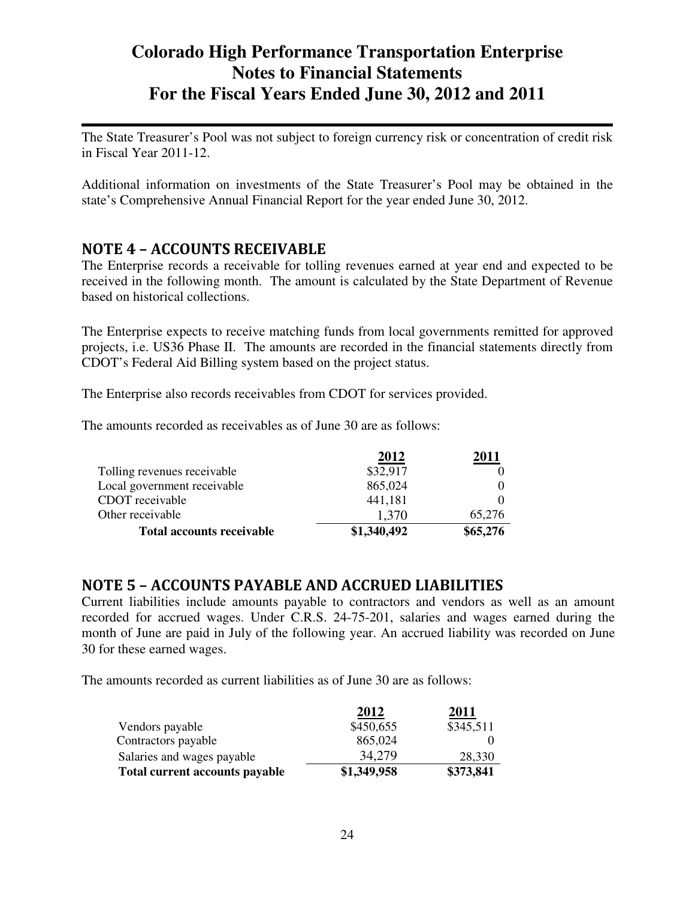The State Treasurer's Pool was not subject to foreign currency risk or concentration of credit risk in Fiscal Year 2011-12.

Additional information on investments of the State Treasurer's Pool may be obtained in the state's Comprehensive Annual Financial Report for the year ended June 30, 2012.

## NOTE 4 – ACCOUNTS RECEIVABLE

The Enterprise records a receivable for tolling revenues earned at year end and expected to be received in the following month. The amount is calculated by the State Department of Revenue based on historical collections.

The Enterprise expects to receive matching funds from local governments remitted for approved projects, i.e. US36 Phase II. The amounts are recorded in the financial statements directly from CDOT's Federal Aid Billing system based on the project status.

The Enterprise also records receivables from CDOT for services provided.

The amounts recorded as receivables as of June 30 are as follows:

| | 2012 | 2011 |
|---|---|---|
| Tolling revenues receivable | \$32,917 | 0 |
| Local government receivable | 865,024 | 0 |
| CDOT receivable | 441,181 | 0 |
| Other receivable | 1,370 | 65,276 |
| **Total accounts receivable** | **\$1,340,492** | **\$65,276** |

## NOTE 5 – ACCOUNTS PAYABLE AND ACCRUED LIABILITIES

Current liabilities include amounts payable to contractors and vendors as well as an amount recorded for accrued wages. Under C.R.S. 24-75-201, salaries and wages earned during the month of June are paid in July of the following year. An accrued liability was recorded on June 30 for these earned wages.

The amounts recorded as current liabilities as of June 30 are as follows:

| | 2012 | 2011 |
|---|---|---|
| Vendors payable | \$450,655 | \$345,511 |
| Contractors payable | 865,024 | 0 |
| Salaries and wages payable | 34,279 | 28,330 |
| **Total current accounts payable** | **\$1,349,958** | **\$373,841** |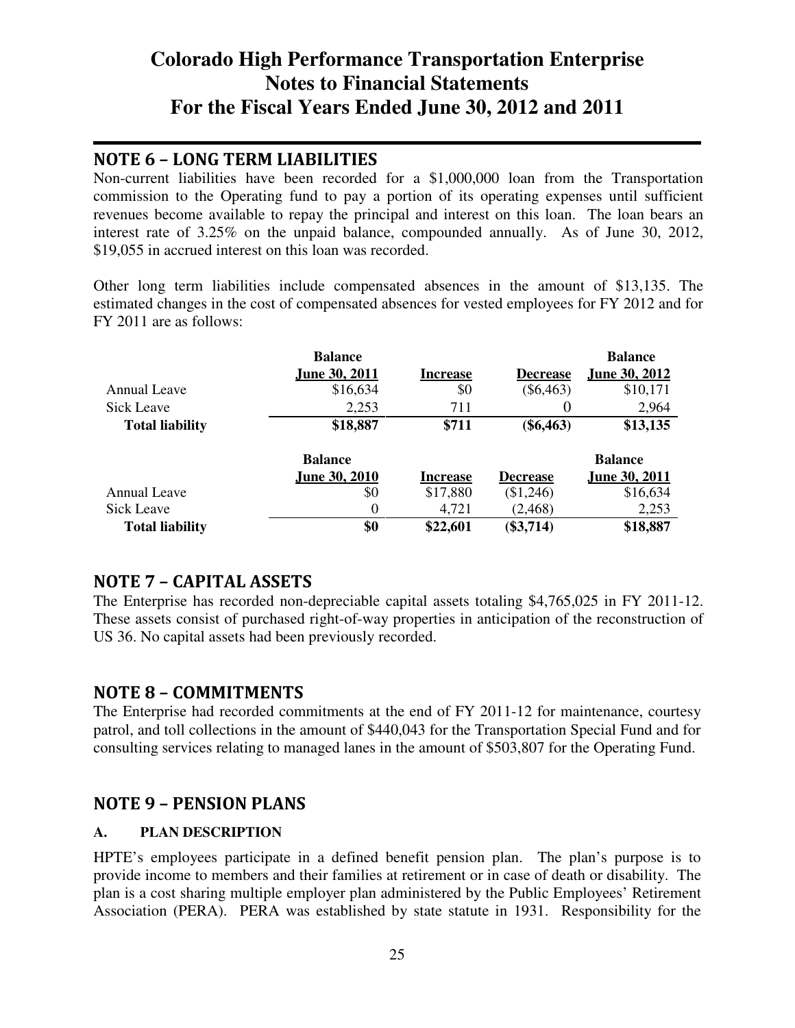## NOTE 6 – LONG TERM LIABILITIES

Non-current liabilities have been recorded for a $1,000,000 loan from the Transportation commission to the Operating fund to pay a portion of its operating expenses until sufficient revenues become available to repay the principal and interest on this loan. The loan bears an interest rate of 3.25% on the unpaid balance, compounded annually. As of June 30, 2012, $19,055 in accrued interest on this loan was recorded.

Other long term liabilities include compensated absences in the amount of $13,135. The estimated changes in the cost of compensated absences for vested employees for FY 2012 and for FY 2011 are as follows:

| | Balance June 30, 2011 | Increase | Decrease | Balance June 30, 2012 |
|---|---|---|---|---|
| Annual Leave | $16,634 | $0 | ($6,463) | $10,171 |
| Sick Leave | 2,253 | 711 | 0 | 2,964 |
| **Total liability** | **$18,887** | **$711** | **($6,463)** | **$13,135** |

| | Balance June 30, 2010 | Increase | Decrease | Balance June 30, 2011 |
|---|---|---|---|---|
| Annual Leave | $0 | $17,880 | ($1,246) | $16,634 |
| Sick Leave | 0 | 4,721 | (2,468) | 2,253 |
| **Total liability** | **$0** | **$22,601** | **($3,714)** | **$18,887** |

## NOTE 7 – CAPITAL ASSETS

The Enterprise has recorded non-depreciable capital assets totaling $4,765,025 in FY 2011-12. These assets consist of purchased right-of-way properties in anticipation of the reconstruction of US 36. No capital assets had been previously recorded.

## NOTE 8 – COMMITMENTS

The Enterprise had recorded commitments at the end of FY 2011-12 for maintenance, courtesy patrol, and toll collections in the amount of $440,043 for the Transportation Special Fund and for consulting services relating to managed lanes in the amount of $503,807 for the Operating Fund.

## NOTE 9 – PENSION PLANS

### A. PLAN DESCRIPTION

HPTE's employees participate in a defined benefit pension plan. The plan's purpose is to provide income to members and their families at retirement or in case of death or disability. The plan is a cost sharing multiple employer plan administered by the Public Employees' Retirement Association (PERA). PERA was established by state statute in 1931. Responsibility for the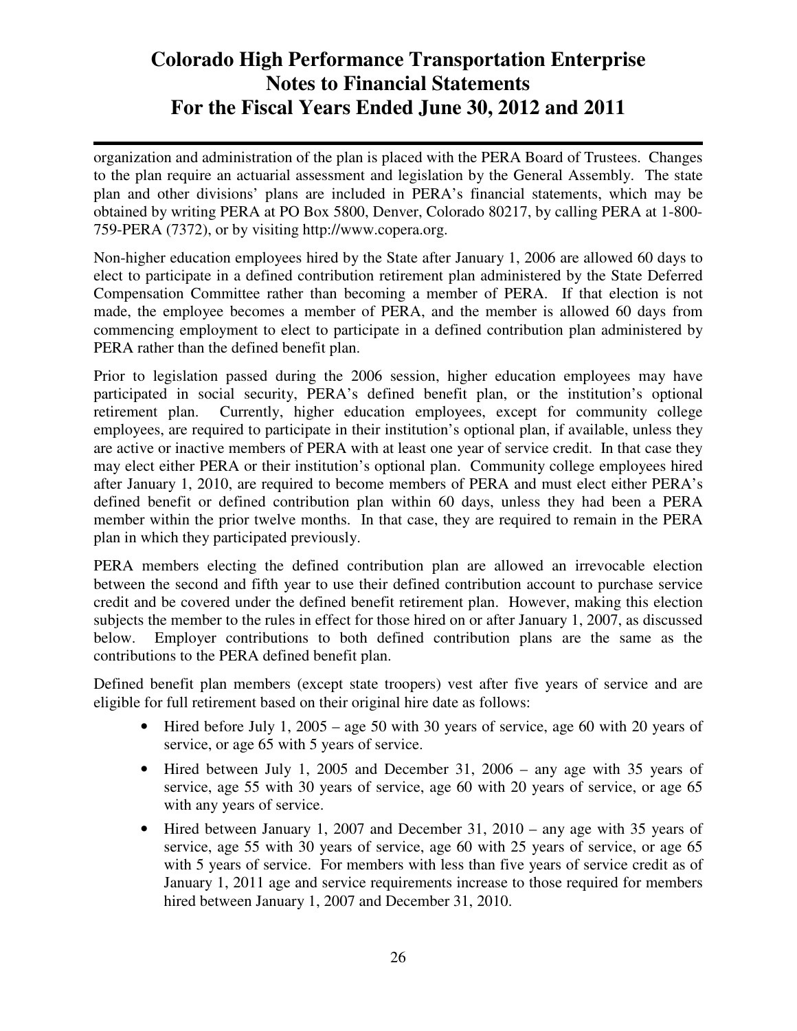organization and administration of the plan is placed with the PERA Board of Trustees. Changes to the plan require an actuarial assessment and legislation by the General Assembly. The state plan and other divisions' plans are included in PERA's financial statements, which may be obtained by writing PERA at PO Box 5800, Denver, Colorado 80217, by calling PERA at 1-800-759-PERA (7372), or by visiting http://www.copera.org.

Non-higher education employees hired by the State after January 1, 2006 are allowed 60 days to elect to participate in a defined contribution retirement plan administered by the State Deferred Compensation Committee rather than becoming a member of PERA. If that election is not made, the employee becomes a member of PERA, and the member is allowed 60 days from commencing employment to elect to participate in a defined contribution plan administered by PERA rather than the defined benefit plan.

Prior to legislation passed during the 2006 session, higher education employees may have participated in social security, PERA's defined benefit plan, or the institution's optional retirement plan. Currently, higher education employees, except for community college employees, are required to participate in their institution's optional plan, if available, unless they are active or inactive members of PERA with at least one year of service credit. In that case they may elect either PERA or their institution's optional plan. Community college employees hired after January 1, 2010, are required to become members of PERA and must elect either PERA's defined benefit or defined contribution plan within 60 days, unless they had been a PERA member within the prior twelve months. In that case, they are required to remain in the PERA plan in which they participated previously.

PERA members electing the defined contribution plan are allowed an irrevocable election between the second and fifth year to use their defined contribution account to purchase service credit and be covered under the defined benefit retirement plan. However, making this election subjects the member to the rules in effect for those hired on or after January 1, 2007, as discussed below. Employer contributions to both defined contribution plans are the same as the contributions to the PERA defined benefit plan.

Defined benefit plan members (except state troopers) vest after five years of service and are eligible for full retirement based on their original hire date as follows:

- Hired before July 1, 2005 – age 50 with 30 years of service, age 60 with 20 years of service, or age 65 with 5 years of service.
- Hired between July 1, 2005 and December 31, 2006 – any age with 35 years of service, age 55 with 30 years of service, age 60 with 20 years of service, or age 65 with any years of service.
- Hired between January 1, 2007 and December 31, 2010 – any age with 35 years of service, age 55 with 30 years of service, age 60 with 25 years of service, or age 65 with 5 years of service. For members with less than five years of service credit as of January 1, 2011 age and service requirements increase to those required for members hired between January 1, 2007 and December 31, 2010.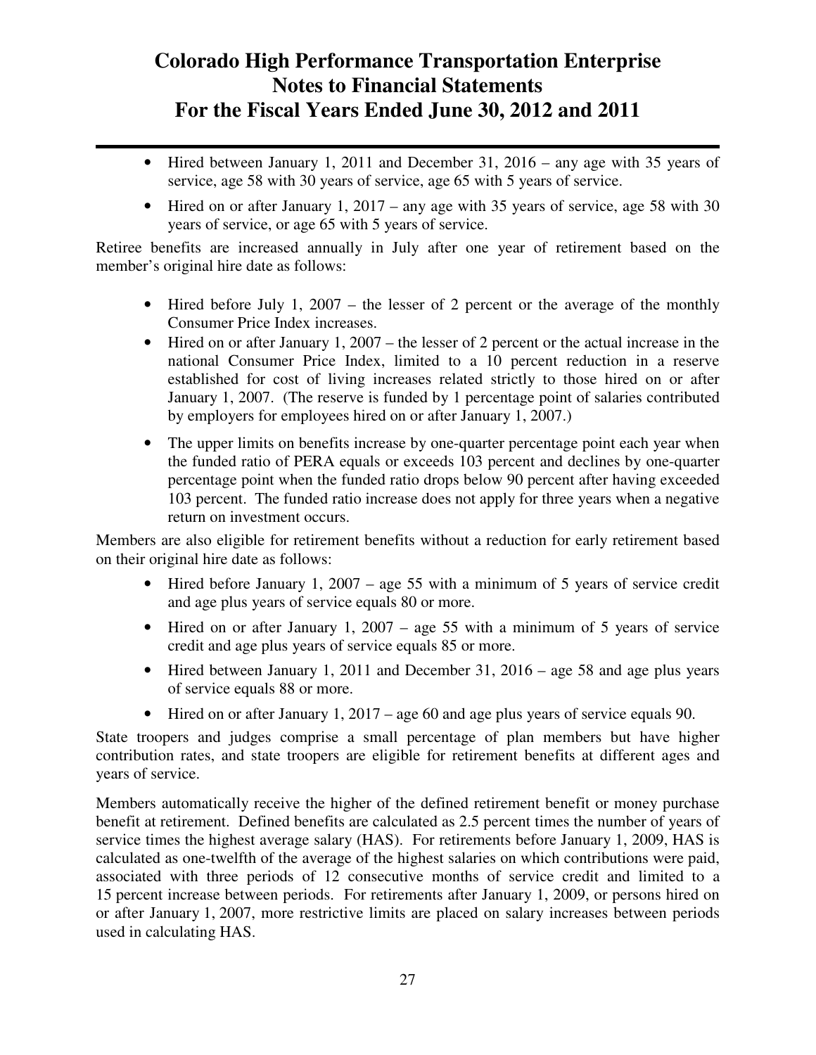- Hired between January 1, 2011 and December 31, 2016 – any age with 35 years of service, age 58 with 30 years of service, age 65 with 5 years of service.
- Hired on or after January 1, 2017 – any age with 35 years of service, age 58 with 30 years of service, or age 65 with 5 years of service.

Retiree benefits are increased annually in July after one year of retirement based on the member's original hire date as follows:

- Hired before July 1, 2007 – the lesser of 2 percent or the average of the monthly Consumer Price Index increases.
- Hired on or after January 1, 2007 – the lesser of 2 percent or the actual increase in the national Consumer Price Index, limited to a 10 percent reduction in a reserve established for cost of living increases related strictly to those hired on or after January 1, 2007. (The reserve is funded by 1 percentage point of salaries contributed by employers for employees hired on or after January 1, 2007.)
- The upper limits on benefits increase by one-quarter percentage point each year when the funded ratio of PERA equals or exceeds 103 percent and declines by one-quarter percentage point when the funded ratio drops below 90 percent after having exceeded 103 percent. The funded ratio increase does not apply for three years when a negative return on investment occurs.

Members are also eligible for retirement benefits without a reduction for early retirement based on their original hire date as follows:

- Hired before January 1, 2007 – age 55 with a minimum of 5 years of service credit and age plus years of service equals 80 or more.
- Hired on or after January 1, 2007 – age 55 with a minimum of 5 years of service credit and age plus years of service equals 85 or more.
- Hired between January 1, 2011 and December 31, 2016 – age 58 and age plus years of service equals 88 or more.
- Hired on or after January 1, 2017 – age 60 and age plus years of service equals 90.

State troopers and judges comprise a small percentage of plan members but have higher contribution rates, and state troopers are eligible for retirement benefits at different ages and years of service.

Members automatically receive the higher of the defined retirement benefit or money purchase benefit at retirement. Defined benefits are calculated as 2.5 percent times the number of years of service times the highest average salary (HAS). For retirements before January 1, 2009, HAS is calculated as one-twelfth of the average of the highest salaries on which contributions were paid, associated with three periods of 12 consecutive months of service credit and limited to a 15 percent increase between periods. For retirements after January 1, 2009, or persons hired on or after January 1, 2007, more restrictive limits are placed on salary increases between periods used in calculating HAS.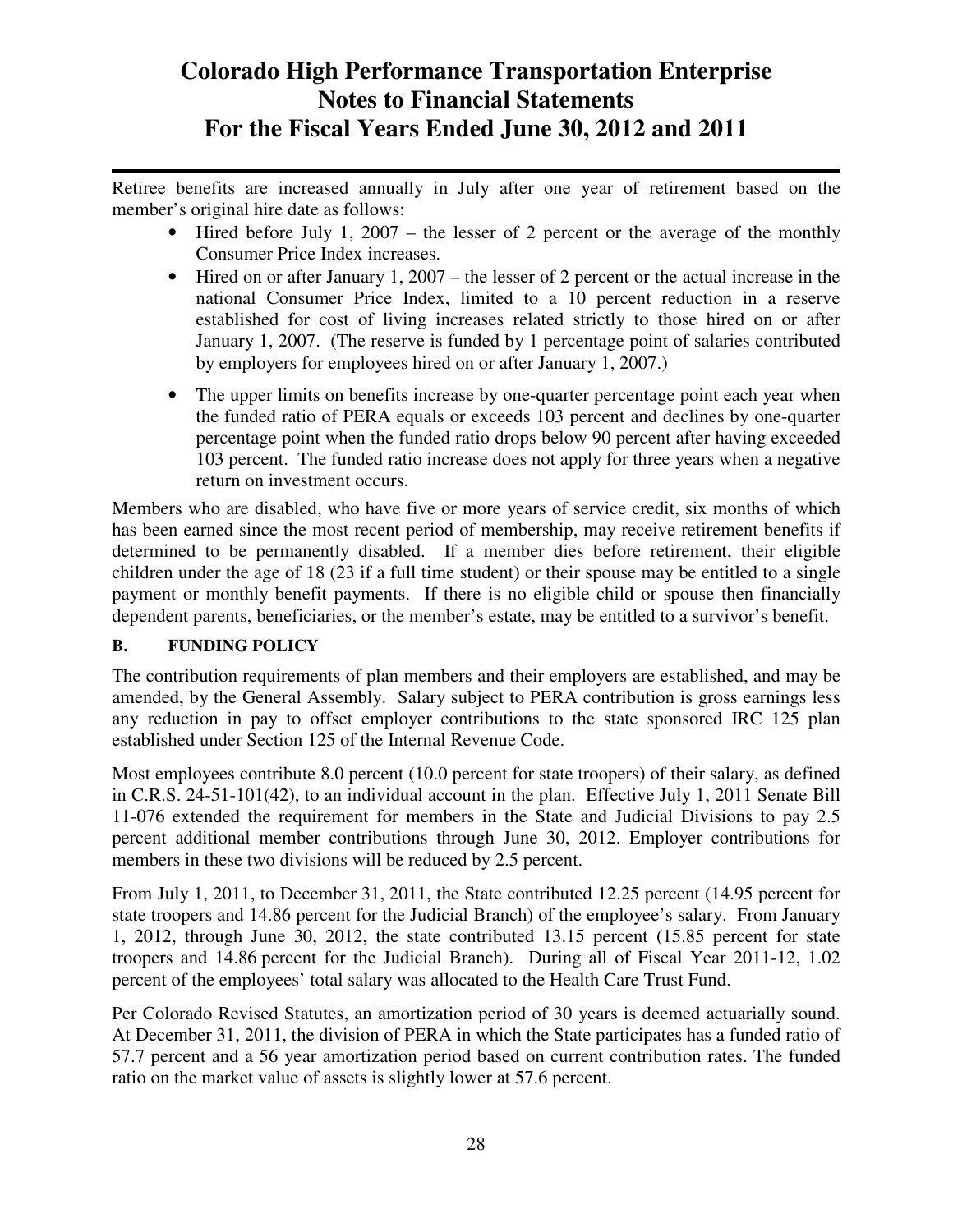Retiree benefits are increased annually in July after one year of retirement based on the member's original hire date as follows:

- Hired before July 1, 2007 – the lesser of 2 percent or the average of the monthly Consumer Price Index increases.
- Hired on or after January 1, 2007 – the lesser of 2 percent or the actual increase in the national Consumer Price Index, limited to a 10 percent reduction in a reserve established for cost of living increases related strictly to those hired on or after January 1, 2007. (The reserve is funded by 1 percentage point of salaries contributed by employers for employees hired on or after January 1, 2007.)
- The upper limits on benefits increase by one-quarter percentage point each year when the funded ratio of PERA equals or exceeds 103 percent and declines by one-quarter percentage point when the funded ratio drops below 90 percent after having exceeded 103 percent. The funded ratio increase does not apply for three years when a negative return on investment occurs.

Members who are disabled, who have five or more years of service credit, six months of which has been earned since the most recent period of membership, may receive retirement benefits if determined to be permanently disabled. If a member dies before retirement, their eligible children under the age of 18 (23 if a full time student) or their spouse may be entitled to a single payment or monthly benefit payments. If there is no eligible child or spouse then financially dependent parents, beneficiaries, or the member's estate, may be entitled to a survivor's benefit.

**B. FUNDING POLICY**

The contribution requirements of plan members and their employers are established, and may be amended, by the General Assembly. Salary subject to PERA contribution is gross earnings less any reduction in pay to offset employer contributions to the state sponsored IRC 125 plan established under Section 125 of the Internal Revenue Code.

Most employees contribute 8.0 percent (10.0 percent for state troopers) of their salary, as defined in C.R.S. 24-51-101(42), to an individual account in the plan. Effective July 1, 2011 Senate Bill 11-076 extended the requirement for members in the State and Judicial Divisions to pay 2.5 percent additional member contributions through June 30, 2012. Employer contributions for members in these two divisions will be reduced by 2.5 percent.

From July 1, 2011, to December 31, 2011, the State contributed 12.25 percent (14.95 percent for state troopers and 14.86 percent for the Judicial Branch) of the employee's salary. From January 1, 2012, through June 30, 2012, the state contributed 13.15 percent (15.85 percent for state troopers and 14.86 percent for the Judicial Branch). During all of Fiscal Year 2011-12, 1.02 percent of the employees' total salary was allocated to the Health Care Trust Fund.

Per Colorado Revised Statutes, an amortization period of 30 years is deemed actuarially sound. At December 31, 2011, the division of PERA in which the State participates has a funded ratio of 57.7 percent and a 56 year amortization period based on current contribution rates. The funded ratio on the market value of assets is slightly lower at 57.6 percent.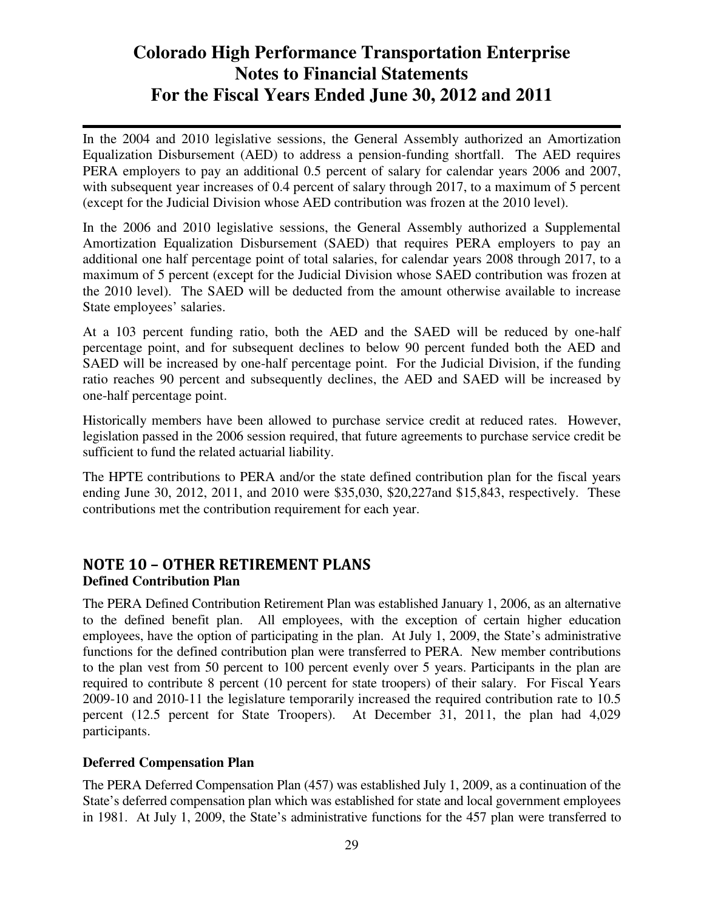In the 2004 and 2010 legislative sessions, the General Assembly authorized an Amortization Equalization Disbursement (AED) to address a pension-funding shortfall. The AED requires PERA employers to pay an additional 0.5 percent of salary for calendar years 2006 and 2007, with subsequent year increases of 0.4 percent of salary through 2017, to a maximum of 5 percent (except for the Judicial Division whose AED contribution was frozen at the 2010 level).

In the 2006 and 2010 legislative sessions, the General Assembly authorized a Supplemental Amortization Equalization Disbursement (SAED) that requires PERA employers to pay an additional one half percentage point of total salaries, for calendar years 2008 through 2017, to a maximum of 5 percent (except for the Judicial Division whose SAED contribution was frozen at the 2010 level). The SAED will be deducted from the amount otherwise available to increase State employees' salaries.

At a 103 percent funding ratio, both the AED and the SAED will be reduced by one-half percentage point, and for subsequent declines to below 90 percent funded both the AED and SAED will be increased by one-half percentage point. For the Judicial Division, if the funding ratio reaches 90 percent and subsequently declines, the AED and SAED will be increased by one-half percentage point.

Historically members have been allowed to purchase service credit at reduced rates. However, legislation passed in the 2006 session required, that future agreements to purchase service credit be sufficient to fund the related actuarial liability.

The HPTE contributions to PERA and/or the state defined contribution plan for the fiscal years ending June 30, 2012, 2011, and 2010 were $35,030, $20,227and $15,843, respectively. These contributions met the contribution requirement for each year.

## NOTE 10 – OTHER RETIREMENT PLANS

### Defined Contribution Plan

The PERA Defined Contribution Retirement Plan was established January 1, 2006, as an alternative to the defined benefit plan. All employees, with the exception of certain higher education employees, have the option of participating in the plan. At July 1, 2009, the State's administrative functions for the defined contribution plan were transferred to PERA. New member contributions to the plan vest from 50 percent to 100 percent evenly over 5 years. Participants in the plan are required to contribute 8 percent (10 percent for state troopers) of their salary. For Fiscal Years 2009-10 and 2010-11 the legislature temporarily increased the required contribution rate to 10.5 percent (12.5 percent for State Troopers). At December 31, 2011, the plan had 4,029 participants.

### Deferred Compensation Plan

The PERA Deferred Compensation Plan (457) was established July 1, 2009, as a continuation of the State's deferred compensation plan which was established for state and local government employees in 1981. At July 1, 2009, the State's administrative functions for the 457 plan were transferred to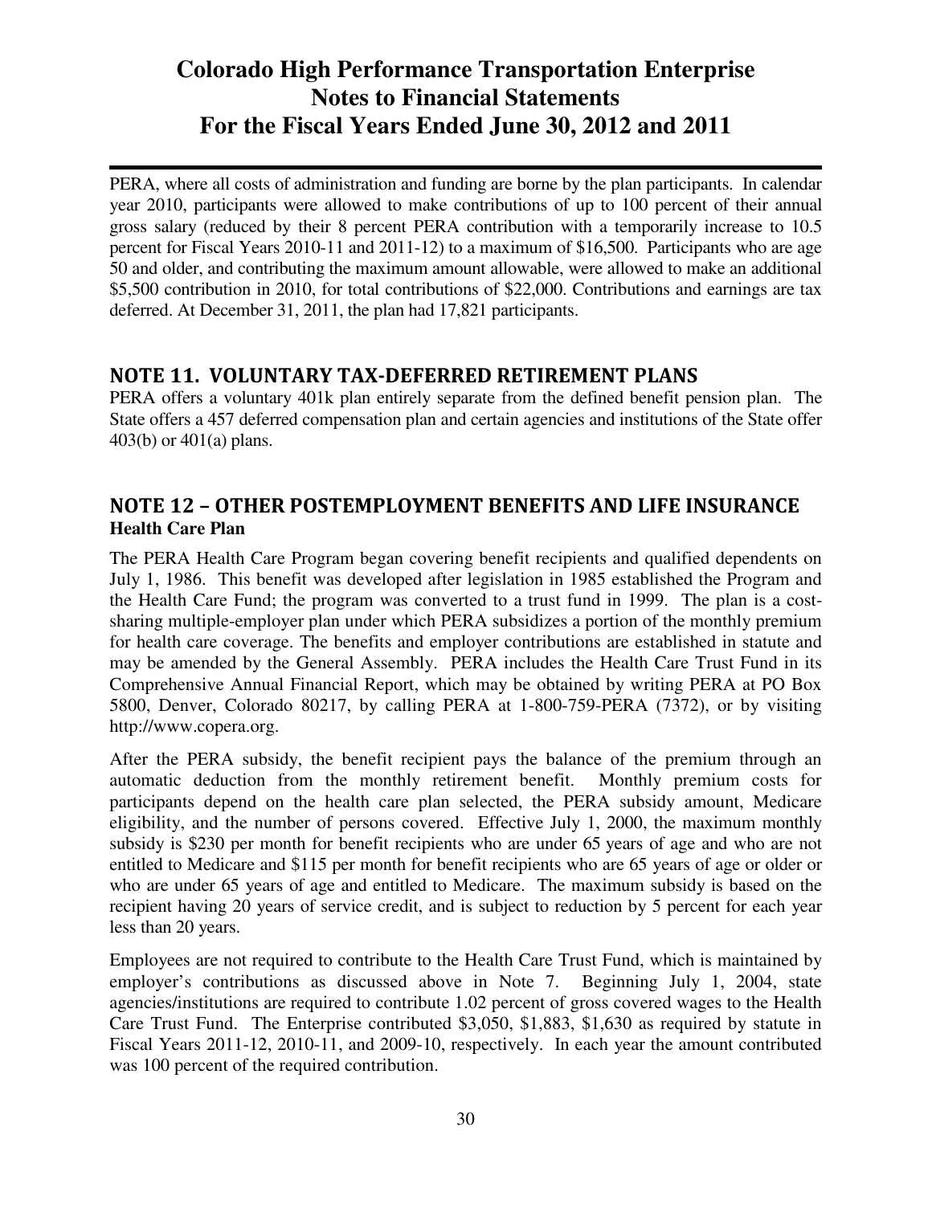PERA, where all costs of administration and funding are borne by the plan participants. In calendar year 2010, participants were allowed to make contributions of up to 100 percent of their annual gross salary (reduced by their 8 percent PERA contribution with a temporarily increase to 10.5 percent for Fiscal Years 2010-11 and 2011-12) to a maximum of $16,500. Participants who are age 50 and older, and contributing the maximum amount allowable, were allowed to make an additional $5,500 contribution in 2010, for total contributions of $22,000. Contributions and earnings are tax deferred. At December 31, 2011, the plan had 17,821 participants.

## NOTE 11. VOLUNTARY TAX-DEFERRED RETIREMENT PLANS

PERA offers a voluntary 401k plan entirely separate from the defined benefit pension plan. The State offers a 457 deferred compensation plan and certain agencies and institutions of the State offer 403(b) or 401(a) plans.

## NOTE 12 – OTHER POSTEMPLOYMENT BENEFITS AND LIFE INSURANCE

**Health Care Plan**

The PERA Health Care Program began covering benefit recipients and qualified dependents on July 1, 1986. This benefit was developed after legislation in 1985 established the Program and the Health Care Fund; the program was converted to a trust fund in 1999. The plan is a cost-sharing multiple-employer plan under which PERA subsidizes a portion of the monthly premium for health care coverage. The benefits and employer contributions are established in statute and may be amended by the General Assembly. PERA includes the Health Care Trust Fund in its Comprehensive Annual Financial Report, which may be obtained by writing PERA at PO Box 5800, Denver, Colorado 80217, by calling PERA at 1-800-759-PERA (7372), or by visiting http://www.copera.org.

After the PERA subsidy, the benefit recipient pays the balance of the premium through an automatic deduction from the monthly retirement benefit. Monthly premium costs for participants depend on the health care plan selected, the PERA subsidy amount, Medicare eligibility, and the number of persons covered. Effective July 1, 2000, the maximum monthly subsidy is $230 per month for benefit recipients who are under 65 years of age and who are not entitled to Medicare and $115 per month for benefit recipients who are 65 years of age or older or who are under 65 years of age and entitled to Medicare. The maximum subsidy is based on the recipient having 20 years of service credit, and is subject to reduction by 5 percent for each year less than 20 years.

Employees are not required to contribute to the Health Care Trust Fund, which is maintained by employer's contributions as discussed above in Note 7. Beginning July 1, 2004, state agencies/institutions are required to contribute 1.02 percent of gross covered wages to the Health Care Trust Fund. The Enterprise contributed $3,050, $1,883, $1,630 as required by statute in Fiscal Years 2011-12, 2010-11, and 2009-10, respectively. In each year the amount contributed was 100 percent of the required contribution.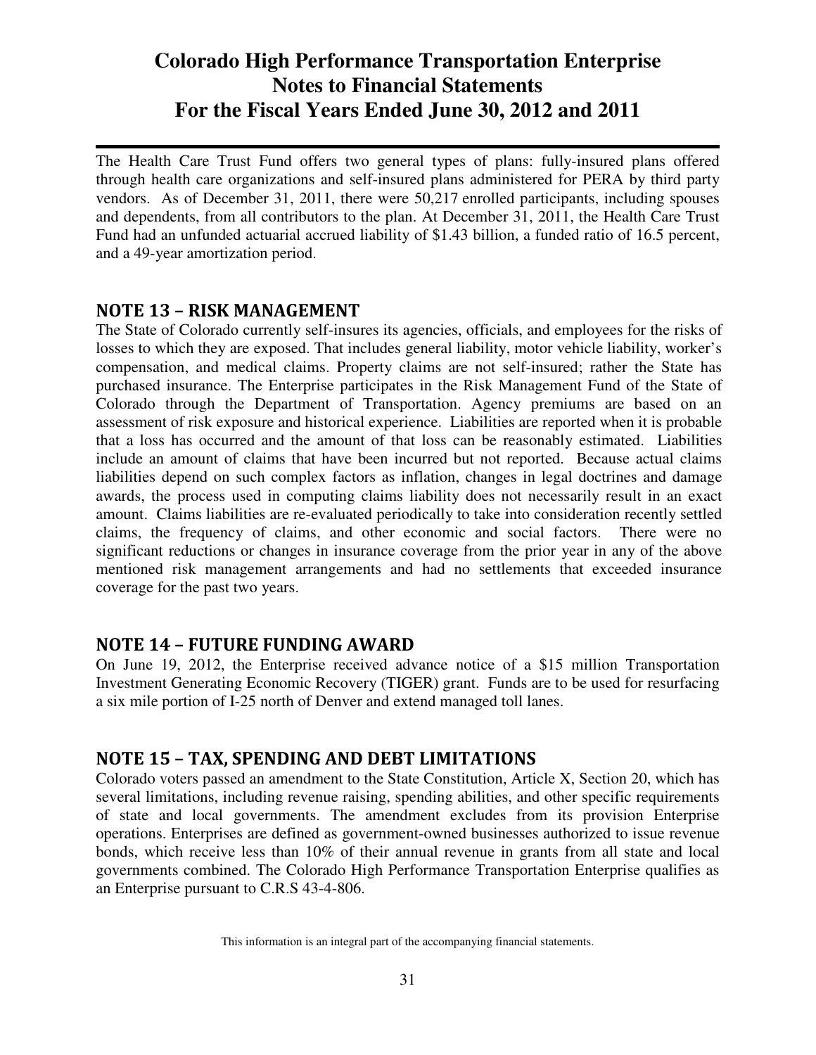The Health Care Trust Fund offers two general types of plans: fully-insured plans offered through health care organizations and self-insured plans administered for PERA by third party vendors. As of December 31, 2011, there were 50,217 enrolled participants, including spouses and dependents, from all contributors to the plan. At December 31, 2011, the Health Care Trust Fund had an unfunded actuarial accrued liability of $1.43 billion, a funded ratio of 16.5 percent, and a 49-year amortization period.

## NOTE 13 – RISK MANAGEMENT

The State of Colorado currently self-insures its agencies, officials, and employees for the risks of losses to which they are exposed. That includes general liability, motor vehicle liability, worker's compensation, and medical claims. Property claims are not self-insured; rather the State has purchased insurance. The Enterprise participates in the Risk Management Fund of the State of Colorado through the Department of Transportation. Agency premiums are based on an assessment of risk exposure and historical experience. Liabilities are reported when it is probable that a loss has occurred and the amount of that loss can be reasonably estimated. Liabilities include an amount of claims that have been incurred but not reported. Because actual claims liabilities depend on such complex factors as inflation, changes in legal doctrines and damage awards, the process used in computing claims liability does not necessarily result in an exact amount. Claims liabilities are re-evaluated periodically to take into consideration recently settled claims, the frequency of claims, and other economic and social factors. There were no significant reductions or changes in insurance coverage from the prior year in any of the above mentioned risk management arrangements and had no settlements that exceeded insurance coverage for the past two years.

## NOTE 14 – FUTURE FUNDING AWARD

On June 19, 2012, the Enterprise received advance notice of a $15 million Transportation Investment Generating Economic Recovery (TIGER) grant. Funds are to be used for resurfacing a six mile portion of I-25 north of Denver and extend managed toll lanes.

## NOTE 15 – TAX, SPENDING AND DEBT LIMITATIONS

Colorado voters passed an amendment to the State Constitution, Article X, Section 20, which has several limitations, including revenue raising, spending abilities, and other specific requirements of state and local governments. The amendment excludes from its provision Enterprise operations. Enterprises are defined as government-owned businesses authorized to issue revenue bonds, which receive less than 10% of their annual revenue in grants from all state and local governments combined. The Colorado High Performance Transportation Enterprise qualifies as an Enterprise pursuant to C.R.S 43-4-806.

This information is an integral part of the accompanying financial statements.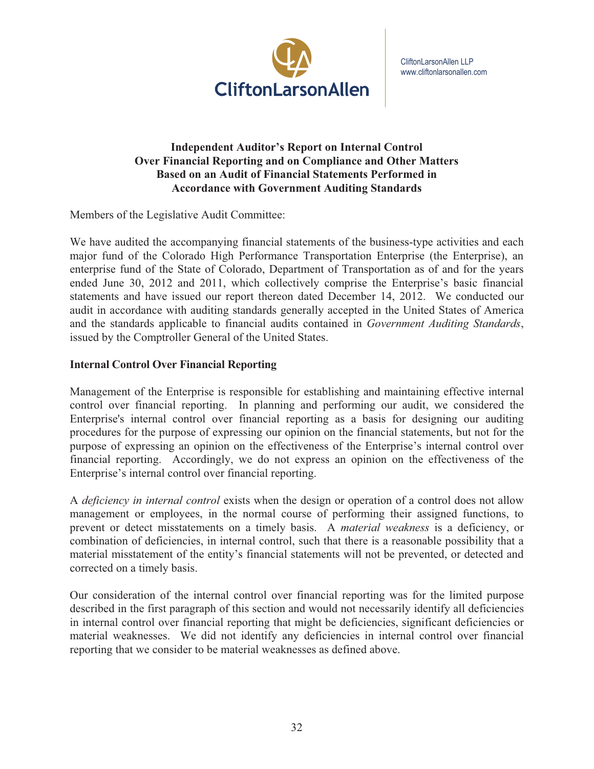CliftonLarsonAllen

CliftonLarsonAllen LLP
www.cliftonlarsonallen.com

## Independent Auditor's Report on Internal Control Over Financial Reporting and on Compliance and Other Matters Based on an Audit of Financial Statements Performed in Accordance with Government Auditing Standards

Members of the Legislative Audit Committee:

We have audited the accompanying financial statements of the business-type activities and each major fund of the Colorado High Performance Transportation Enterprise (the Enterprise), an enterprise fund of the State of Colorado, Department of Transportation as of and for the years ended June 30, 2012 and 2011, which collectively comprise the Enterprise's basic financial statements and have issued our report thereon dated December 14, 2012. We conducted our audit in accordance with auditing standards generally accepted in the United States of America and the standards applicable to financial audits contained in *Government Auditing Standards*, issued by the Comptroller General of the United States.

**Internal Control Over Financial Reporting**

Management of the Enterprise is responsible for establishing and maintaining effective internal control over financial reporting. In planning and performing our audit, we considered the Enterprise's internal control over financial reporting as a basis for designing our auditing procedures for the purpose of expressing our opinion on the financial statements, but not for the purpose of expressing an opinion on the effectiveness of the Enterprise's internal control over financial reporting. Accordingly, we do not express an opinion on the effectiveness of the Enterprise's internal control over financial reporting.

A *deficiency in internal control* exists when the design or operation of a control does not allow management or employees, in the normal course of performing their assigned functions, to prevent or detect misstatements on a timely basis. A *material weakness* is a deficiency, or combination of deficiencies, in internal control, such that there is a reasonable possibility that a material misstatement of the entity's financial statements will not be prevented, or detected and corrected on a timely basis.

Our consideration of the internal control over financial reporting was for the limited purpose described in the first paragraph of this section and would not necessarily identify all deficiencies in internal control over financial reporting that might be deficiencies, significant deficiencies or material weaknesses. We did not identify any deficiencies in internal control over financial reporting that we consider to be material weaknesses as defined above.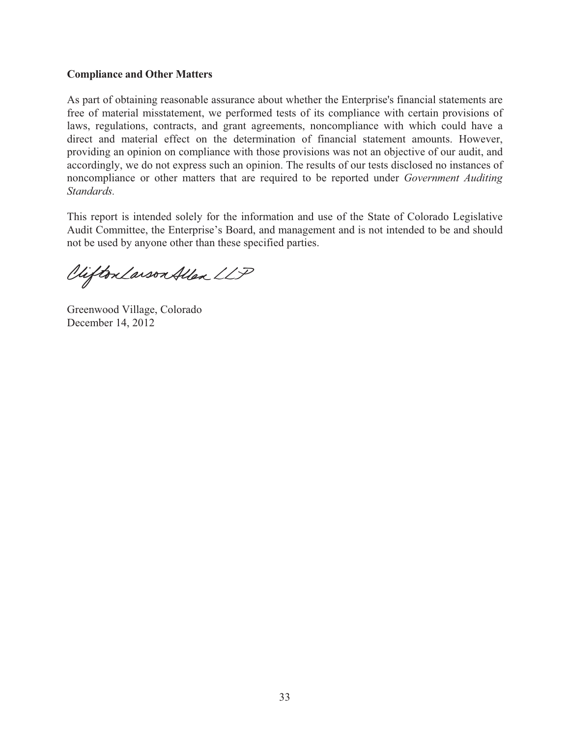**Compliance and Other Matters**

As part of obtaining reasonable assurance about whether the Enterprise's financial statements are free of material misstatement, we performed tests of its compliance with certain provisions of laws, regulations, contracts, and grant agreements, noncompliance with which could have a direct and material effect on the determination of financial statement amounts. However, providing an opinion on compliance with those provisions was not an objective of our audit, and accordingly, we do not express such an opinion. The results of our tests disclosed no instances of noncompliance or other matters that are required to be reported under *Government Auditing Standards.*

This report is intended solely for the information and use of the State of Colorado Legislative Audit Committee, the Enterprise's Board, and management and is not intended to be and should not be used by anyone other than these specified parties.

CliftonLarsonAllen LLP

Greenwood Village, Colorado
December 14, 2012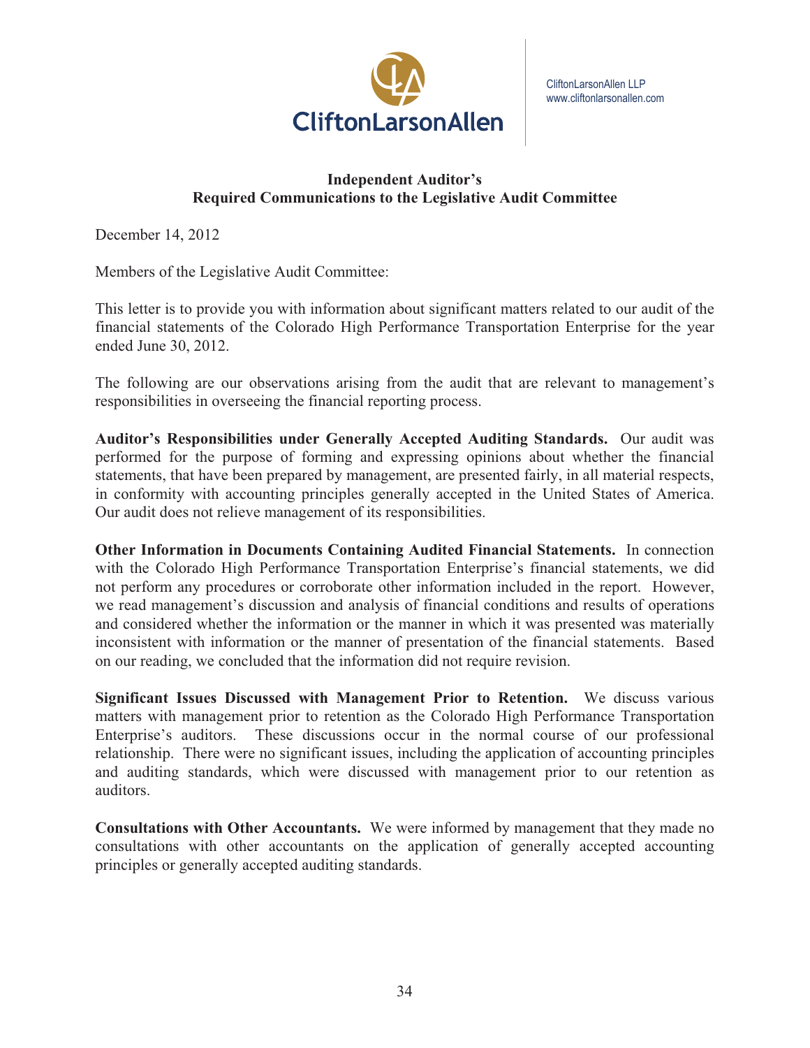CliftonLarsonAllen

CliftonLarsonAllen LLP
www.cliftonlarsonallen.com

**Independent Auditor's**
**Required Communications to the Legislative Audit Committee**

December 14, 2012

Members of the Legislative Audit Committee:

This letter is to provide you with information about significant matters related to our audit of the financial statements of the Colorado High Performance Transportation Enterprise for the year ended June 30, 2012.

The following are our observations arising from the audit that are relevant to management's responsibilities in overseeing the financial reporting process.

**Auditor's Responsibilities under Generally Accepted Auditing Standards.** Our audit was performed for the purpose of forming and expressing opinions about whether the financial statements, that have been prepared by management, are presented fairly, in all material respects, in conformity with accounting principles generally accepted in the United States of America. Our audit does not relieve management of its responsibilities.

**Other Information in Documents Containing Audited Financial Statements.** In connection with the Colorado High Performance Transportation Enterprise's financial statements, we did not perform any procedures or corroborate other information included in the report. However, we read management's discussion and analysis of financial conditions and results of operations and considered whether the information or the manner in which it was presented was materially inconsistent with information or the manner of presentation of the financial statements. Based on our reading, we concluded that the information did not require revision.

**Significant Issues Discussed with Management Prior to Retention.** We discuss various matters with management prior to retention as the Colorado High Performance Transportation Enterprise's auditors. These discussions occur in the normal course of our professional relationship. There were no significant issues, including the application of accounting principles and auditing standards, which were discussed with management prior to our retention as auditors.

**Consultations with Other Accountants.** We were informed by management that they made no consultations with other accountants on the application of generally accepted accounting principles or generally accepted auditing standards.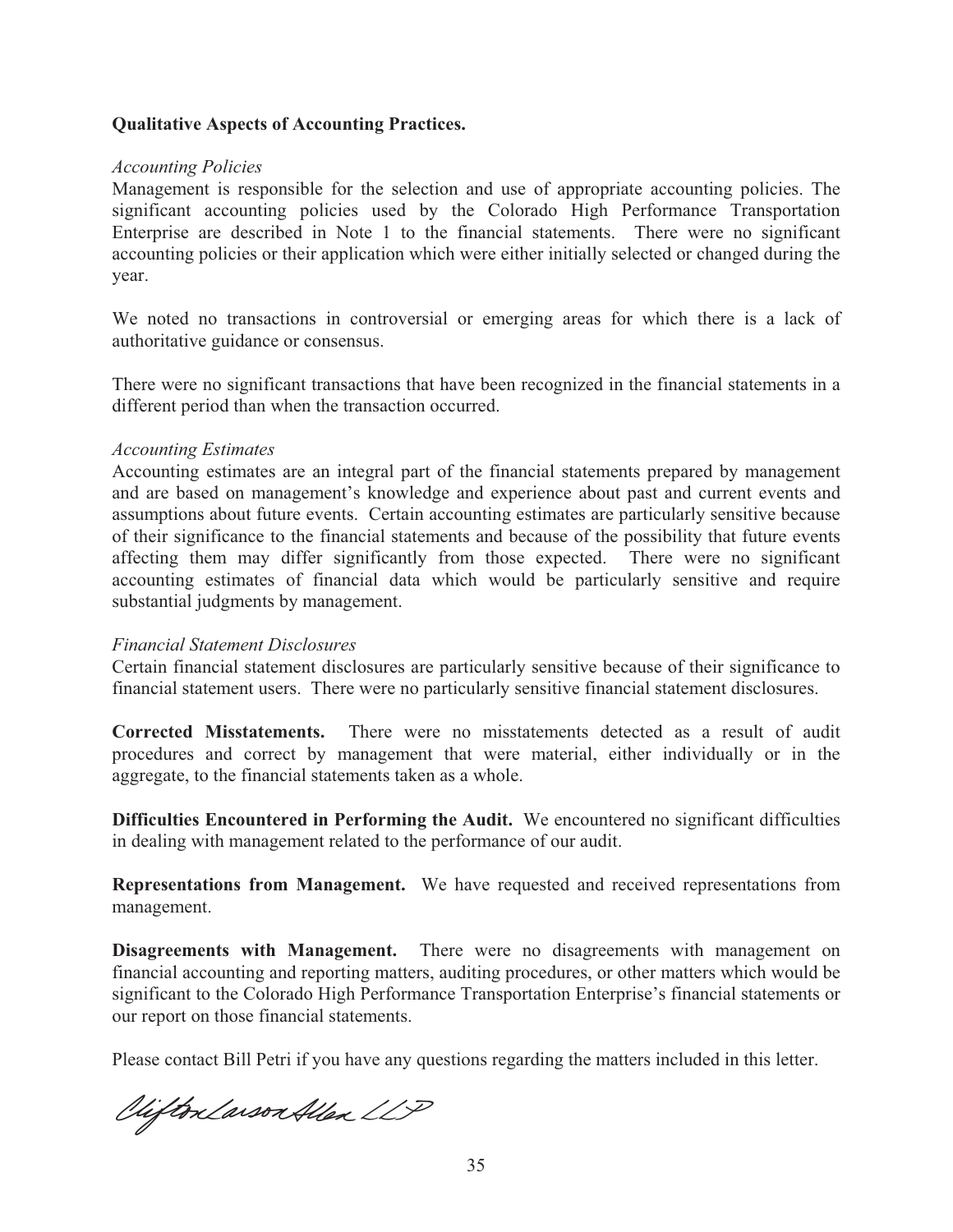**Qualitative Aspects of Accounting Practices.**

*Accounting Policies*

Management is responsible for the selection and use of appropriate accounting policies. The significant accounting policies used by the Colorado High Performance Transportation Enterprise are described in Note 1 to the financial statements. There were no significant accounting policies or their application which were either initially selected or changed during the year.

We noted no transactions in controversial or emerging areas for which there is a lack of authoritative guidance or consensus.

There were no significant transactions that have been recognized in the financial statements in a different period than when the transaction occurred.

*Accounting Estimates*

Accounting estimates are an integral part of the financial statements prepared by management and are based on management's knowledge and experience about past and current events and assumptions about future events. Certain accounting estimates are particularly sensitive because of their significance to the financial statements and because of the possibility that future events affecting them may differ significantly from those expected. There were no significant accounting estimates of financial data which would be particularly sensitive and require substantial judgments by management.

*Financial Statement Disclosures*

Certain financial statement disclosures are particularly sensitive because of their significance to financial statement users. There were no particularly sensitive financial statement disclosures.

**Corrected Misstatements.** There were no misstatements detected as a result of audit procedures and correct by management that were material, either individually or in the aggregate, to the financial statements taken as a whole.

**Difficulties Encountered in Performing the Audit.** We encountered no significant difficulties in dealing with management related to the performance of our audit.

**Representations from Management.** We have requested and received representations from management.

**Disagreements with Management.** There were no disagreements with management on financial accounting and reporting matters, auditing procedures, or other matters which would be significant to the Colorado High Performance Transportation Enterprise's financial statements or our report on those financial statements.

Please contact Bill Petri if you have any questions regarding the matters included in this letter.

CliftonLarsonAllen LLP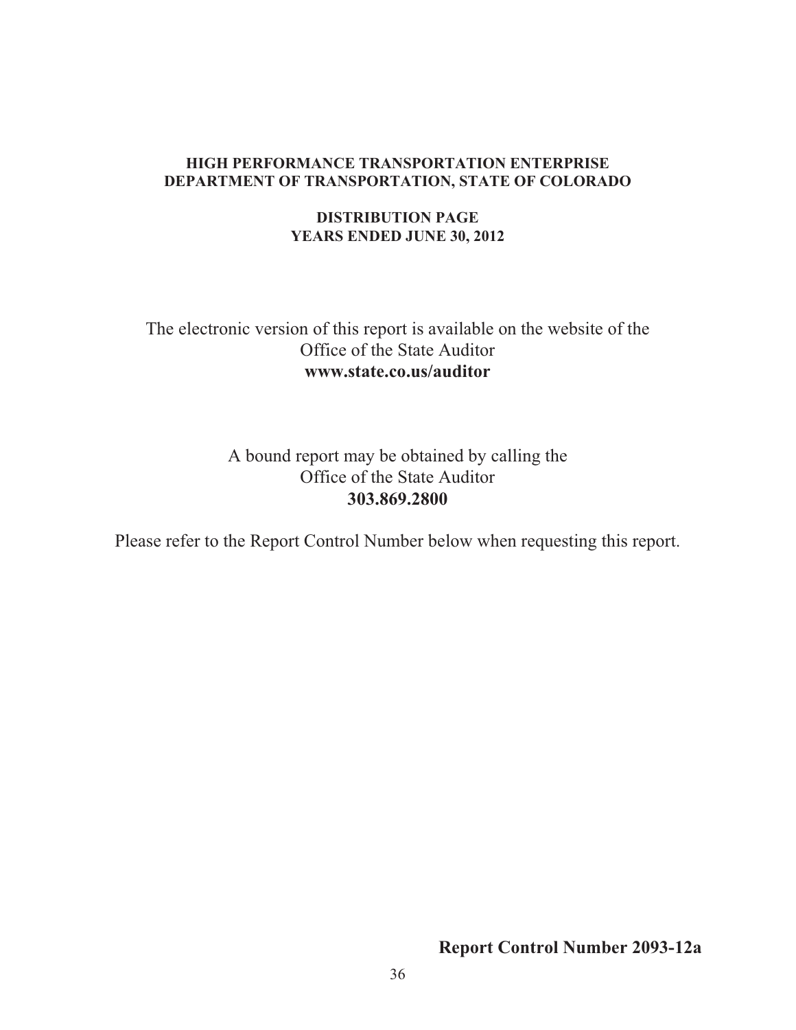**HIGH PERFORMANCE TRANSPORTATION ENTERPRISE**
**DEPARTMENT OF TRANSPORTATION, STATE OF COLORADO**

**DISTRIBUTION PAGE**
**YEARS ENDED JUNE 30, 2012**

The electronic version of this report is available on the website of the
Office of the State Auditor
**www.state.co.us/auditor**

A bound report may be obtained by calling the
Office of the State Auditor
**303.869.2800**

Please refer to the Report Control Number below when requesting this report.

**Report Control Number 2093-12a**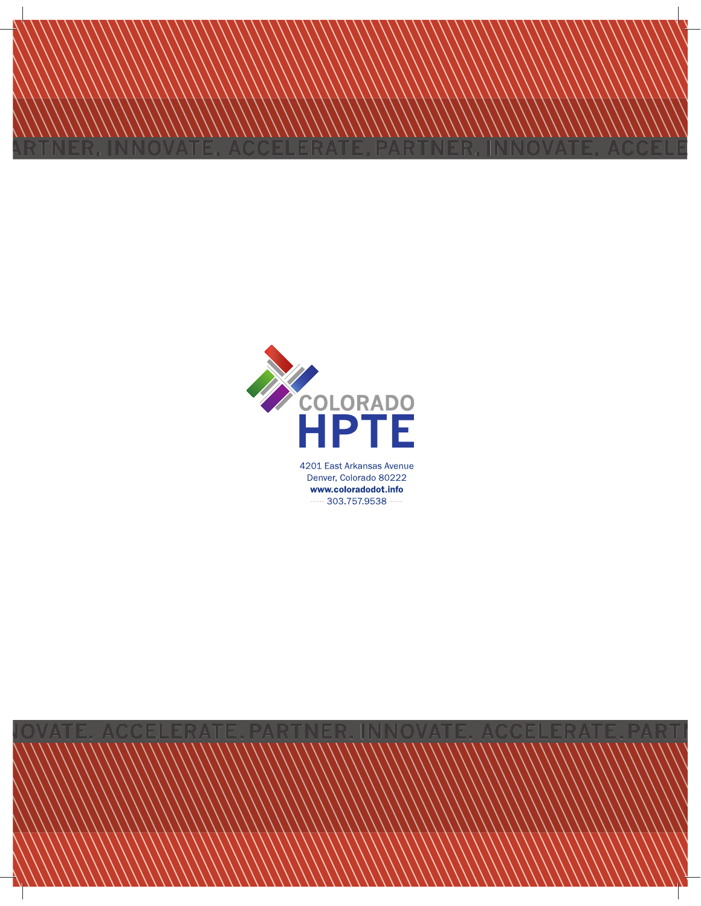ARTNER. INNOVATE. ACCELERATE. PARTNER. INNOVATE. ACCELE

COLORADO
HPTE

4201 East Arkansas Avenue
Denver, Colorado 80222
**www.coloradodot.info**
303.757.9538

NOVATE. ACCELERATE. PARTNER. INNOVATE. ACCELERATE. PARTN